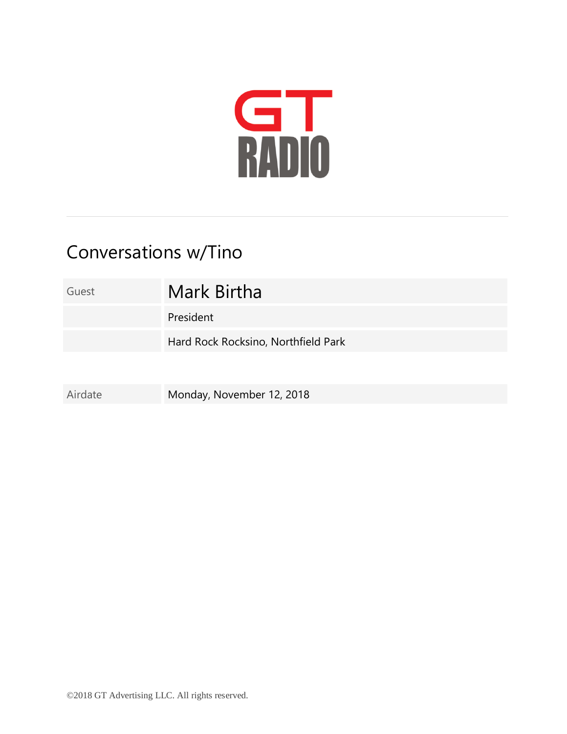# GT RADIO

---

## Conversations w/Tino

| Guest | Mark Birtha |
|---|---|
| | President |
| | Hard Rock Rocksino, Northfield Park |

| Airdate | Monday, November 12, 2018 |
|---|---|

©2018 GT Advertising LLC. All rights reserved.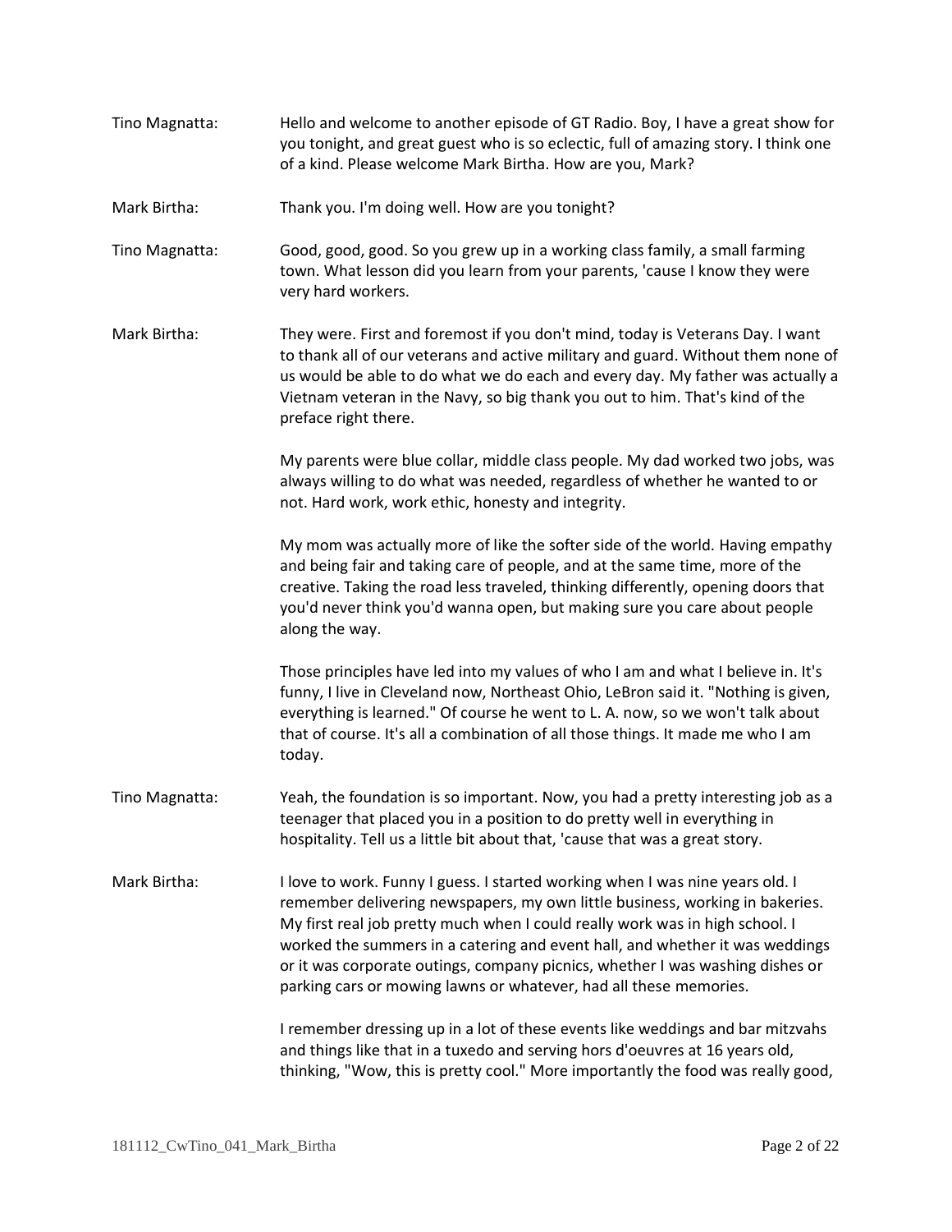**Tino Magnatta:** Hello and welcome to another episode of GT Radio. Boy, I have a great show for you tonight, and great guest who is so eclectic, full of amazing story. I think one of a kind. Please welcome Mark Birtha. How are you, Mark?

**Mark Birtha:** Thank you. I'm doing well. How are you tonight?

**Tino Magnatta:** Good, good, good. So you grew up in a working class family, a small farming town. What lesson did you learn from your parents, 'cause I know they were very hard workers.

**Mark Birtha:** They were. First and foremost if you don't mind, today is Veterans Day. I want to thank all of our veterans and active military and guard. Without them none of us would be able to do what we do each and every day. My father was actually a Vietnam veteran in the Navy, so big thank you out to him. That's kind of the preface right there.

My parents were blue collar, middle class people. My dad worked two jobs, was always willing to do what was needed, regardless of whether he wanted to or not. Hard work, work ethic, honesty and integrity.

My mom was actually more of like the softer side of the world. Having empathy and being fair and taking care of people, and at the same time, more of the creative. Taking the road less traveled, thinking differently, opening doors that you'd never think you'd wanna open, but making sure you care about people along the way.

Those principles have led into my values of who I am and what I believe in. It's funny, I live in Cleveland now, Northeast Ohio, LeBron said it. "Nothing is given, everything is learned." Of course he went to L. A. now, so we won't talk about that of course. It's all a combination of all those things. It made me who I am today.

**Tino Magnatta:** Yeah, the foundation is so important. Now, you had a pretty interesting job as a teenager that placed you in a position to do pretty well in everything in hospitality. Tell us a little bit about that, 'cause that was a great story.

**Mark Birtha:** I love to work. Funny I guess. I started working when I was nine years old. I remember delivering newspapers, my own little business, working in bakeries. My first real job pretty much when I could really work was in high school. I worked the summers in a catering and event hall, and whether it was weddings or it was corporate outings, company picnics, whether I was washing dishes or parking cars or mowing lawns or whatever, had all these memories.

I remember dressing up in a lot of these events like weddings and bar mitzvahs and things like that in a tuxedo and serving hors d'oeuvres at 16 years old, thinking, "Wow, this is pretty cool." More importantly the food was really good,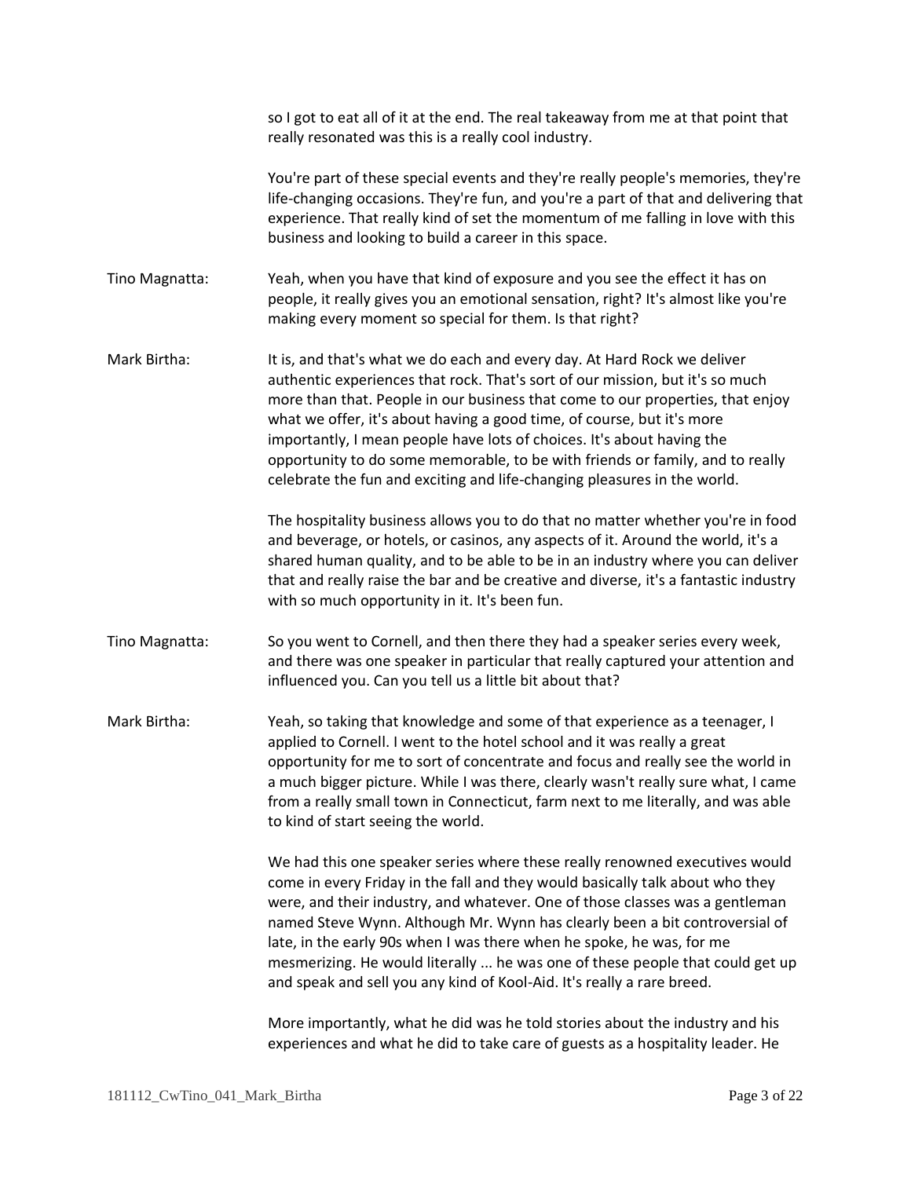so I got to eat all of it at the end. The real takeaway from me at that point that really resonated was this is a really cool industry.

You're part of these special events and they're really people's memories, they're life-changing occasions. They're fun, and you're a part of that and delivering that experience. That really kind of set the momentum of me falling in love with this business and looking to build a career in this space.

**Tino Magnatta:** Yeah, when you have that kind of exposure and you see the effect it has on people, it really gives you an emotional sensation, right? It's almost like you're making every moment so special for them. Is that right?

**Mark Birtha:** It is, and that's what we do each and every day. At Hard Rock we deliver authentic experiences that rock. That's sort of our mission, but it's so much more than that. People in our business that come to our properties, that enjoy what we offer, it's about having a good time, of course, but it's more importantly, I mean people have lots of choices. It's about having the opportunity to do some memorable, to be with friends or family, and to really celebrate the fun and exciting and life-changing pleasures in the world.

The hospitality business allows you to do that no matter whether you're in food and beverage, or hotels, or casinos, any aspects of it. Around the world, it's a shared human quality, and to be able to be in an industry where you can deliver that and really raise the bar and be creative and diverse, it's a fantastic industry with so much opportunity in it. It's been fun.

**Tino Magnatta:** So you went to Cornell, and then there they had a speaker series every week, and there was one speaker in particular that really captured your attention and influenced you. Can you tell us a little bit about that?

**Mark Birtha:** Yeah, so taking that knowledge and some of that experience as a teenager, I applied to Cornell. I went to the hotel school and it was really a great opportunity for me to sort of concentrate and focus and really see the world in a much bigger picture. While I was there, clearly wasn't really sure what, I came from a really small town in Connecticut, farm next to me literally, and was able to kind of start seeing the world.

We had this one speaker series where these really renowned executives would come in every Friday in the fall and they would basically talk about who they were, and their industry, and whatever. One of those classes was a gentleman named Steve Wynn. Although Mr. Wynn has clearly been a bit controversial of late, in the early 90s when I was there when he spoke, he was, for me mesmerizing. He would literally ... he was one of these people that could get up and speak and sell you any kind of Kool-Aid. It's really a rare breed.

More importantly, what he did was he told stories about the industry and his experiences and what he did to take care of guests as a hospitality leader. He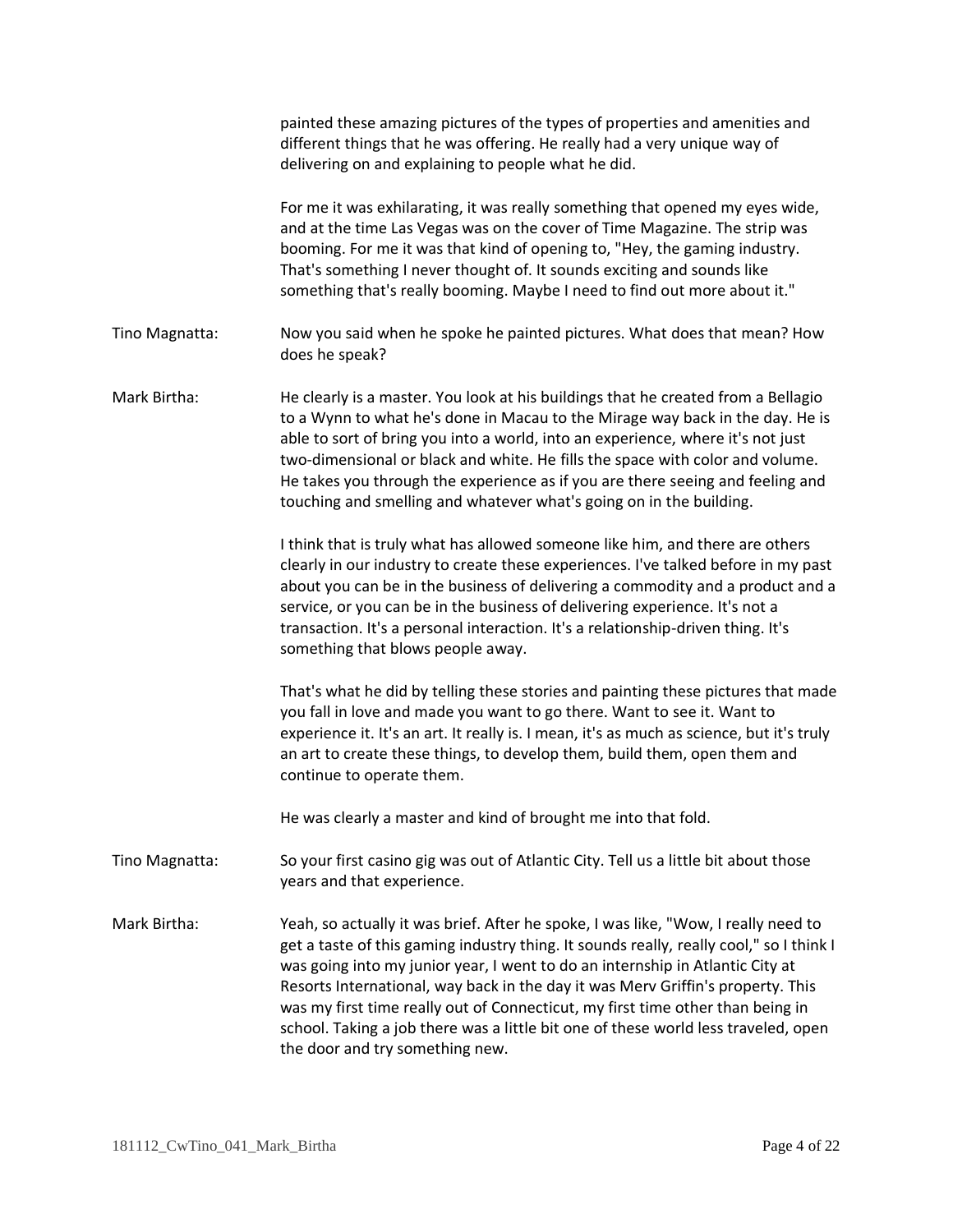painted these amazing pictures of the types of properties and amenities and different things that he was offering. He really had a very unique way of delivering on and explaining to people what he did.

For me it was exhilarating, it was really something that opened my eyes wide, and at the time Las Vegas was on the cover of Time Magazine. The strip was booming. For me it was that kind of opening to, "Hey, the gaming industry. That's something I never thought of. It sounds exciting and sounds like something that's really booming. Maybe I need to find out more about it."

Tino Magnatta: Now you said when he spoke he painted pictures. What does that mean? How does he speak?

Mark Birtha: He clearly is a master. You look at his buildings that he created from a Bellagio to a Wynn to what he's done in Macau to the Mirage way back in the day. He is able to sort of bring you into a world, into an experience, where it's not just two-dimensional or black and white. He fills the space with color and volume. He takes you through the experience as if you are there seeing and feeling and touching and smelling and whatever what's going on in the building.

I think that is truly what has allowed someone like him, and there are others clearly in our industry to create these experiences. I've talked before in my past about you can be in the business of delivering a commodity and a product and a service, or you can be in the business of delivering experience. It's not a transaction. It's a personal interaction. It's a relationship-driven thing. It's something that blows people away.

That's what he did by telling these stories and painting these pictures that made you fall in love and made you want to go there. Want to see it. Want to experience it. It's an art. It really is. I mean, it's as much as science, but it's truly an art to create these things, to develop them, build them, open them and continue to operate them.

He was clearly a master and kind of brought me into that fold.

Tino Magnatta: So your first casino gig was out of Atlantic City. Tell us a little bit about those years and that experience.

Mark Birtha: Yeah, so actually it was brief. After he spoke, I was like, "Wow, I really need to get a taste of this gaming industry thing. It sounds really, really cool," so I think I was going into my junior year, I went to do an internship in Atlantic City at Resorts International, way back in the day it was Merv Griffin's property. This was my first time really out of Connecticut, my first time other than being in school. Taking a job there was a little bit one of these world less traveled, open the door and try something new.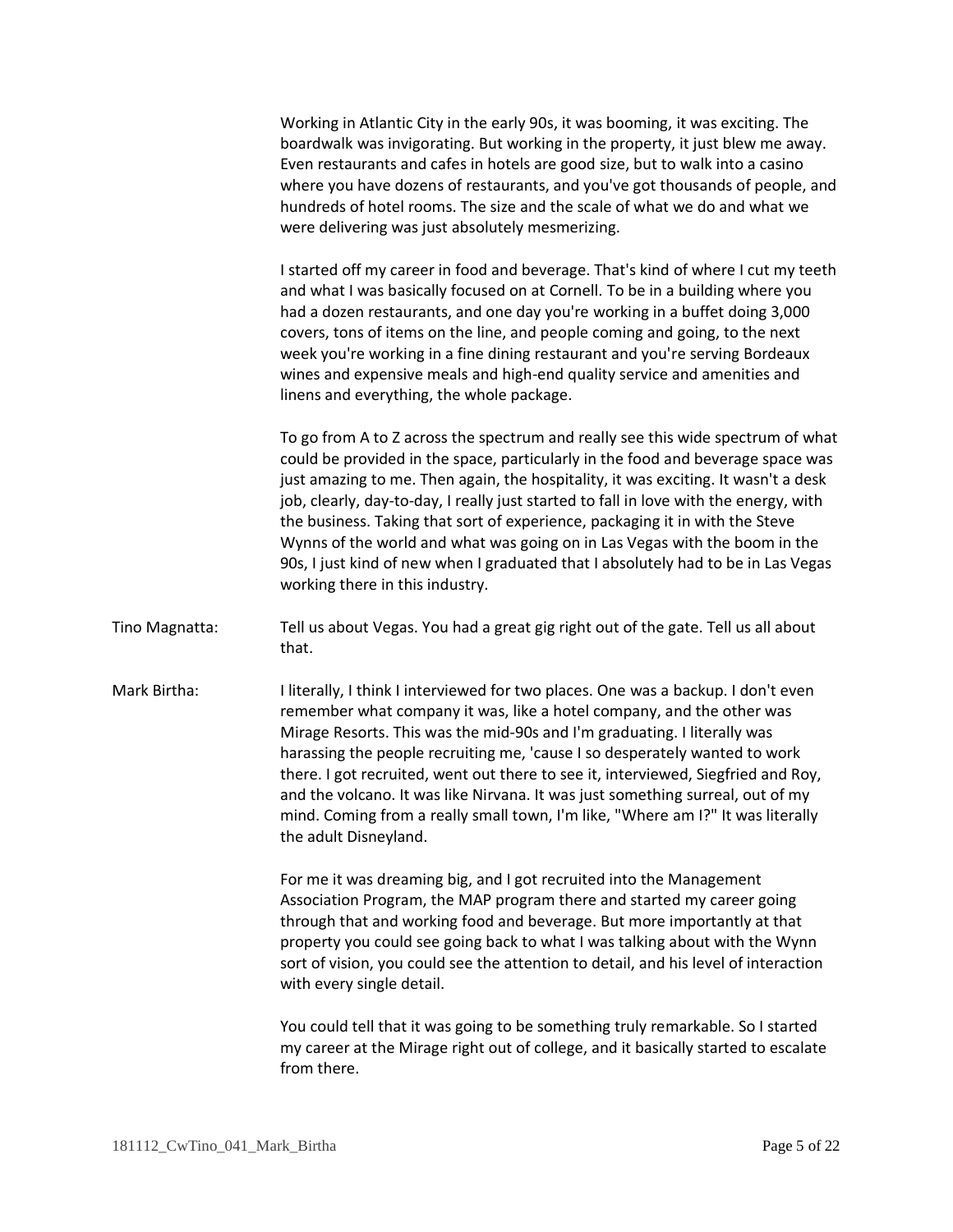Working in Atlantic City in the early 90s, it was booming, it was exciting. The boardwalk was invigorating. But working in the property, it just blew me away. Even restaurants and cafes in hotels are good size, but to walk into a casino where you have dozens of restaurants, and you've got thousands of people, and hundreds of hotel rooms. The size and the scale of what we do and what we were delivering was just absolutely mesmerizing.

I started off my career in food and beverage. That's kind of where I cut my teeth and what I was basically focused on at Cornell. To be in a building where you had a dozen restaurants, and one day you're working in a buffet doing 3,000 covers, tons of items on the line, and people coming and going, to the next week you're working in a fine dining restaurant and you're serving Bordeaux wines and expensive meals and high-end quality service and amenities and linens and everything, the whole package.

To go from A to Z across the spectrum and really see this wide spectrum of what could be provided in the space, particularly in the food and beverage space was just amazing to me. Then again, the hospitality, it was exciting. It wasn't a desk job, clearly, day-to-day, I really just started to fall in love with the energy, with the business. Taking that sort of experience, packaging it in with the Steve Wynns of the world and what was going on in Las Vegas with the boom in the 90s, I just kind of new when I graduated that I absolutely had to be in Las Vegas working there in this industry.

**Tino Magnatta:** Tell us about Vegas. You had a great gig right out of the gate. Tell us all about that.

**Mark Birtha:** I literally, I think I interviewed for two places. One was a backup. I don't even remember what company it was, like a hotel company, and the other was Mirage Resorts. This was the mid-90s and I'm graduating. I literally was harassing the people recruiting me, 'cause I so desperately wanted to work there. I got recruited, went out there to see it, interviewed, Siegfried and Roy, and the volcano. It was like Nirvana. It was just something surreal, out of my mind. Coming from a really small town, I'm like, "Where am I?" It was literally the adult Disneyland.

For me it was dreaming big, and I got recruited into the Management Association Program, the MAP program there and started my career going through that and working food and beverage. But more importantly at that property you could see going back to what I was talking about with the Wynn sort of vision, you could see the attention to detail, and his level of interaction with every single detail.

You could tell that it was going to be something truly remarkable. So I started my career at the Mirage right out of college, and it basically started to escalate from there.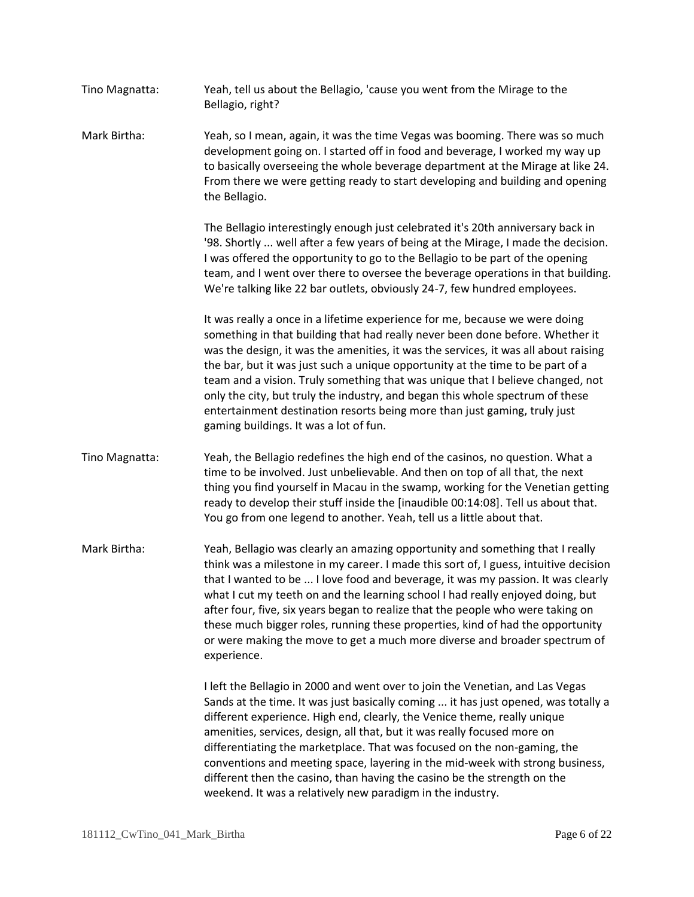Tino Magnatta: Yeah, tell us about the Bellagio, 'cause you went from the Mirage to the Bellagio, right?

Mark Birtha: Yeah, so I mean, again, it was the time Vegas was booming. There was so much development going on. I started off in food and beverage, I worked my way up to basically overseeing the whole beverage department at the Mirage at like 24. From there we were getting ready to start developing and building and opening the Bellagio.

The Bellagio interestingly enough just celebrated it's 20th anniversary back in '98. Shortly ... well after a few years of being at the Mirage, I made the decision. I was offered the opportunity to go to the Bellagio to be part of the opening team, and I went over there to oversee the beverage operations in that building. We're talking like 22 bar outlets, obviously 24-7, few hundred employees.

It was really a once in a lifetime experience for me, because we were doing something in that building that had really never been done before. Whether it was the design, it was the amenities, it was the services, it was all about raising the bar, but it was just such a unique opportunity at the time to be part of a team and a vision. Truly something that was unique that I believe changed, not only the city, but truly the industry, and began this whole spectrum of these entertainment destination resorts being more than just gaming, truly just gaming buildings. It was a lot of fun.

Tino Magnatta: Yeah, the Bellagio redefines the high end of the casinos, no question. What a time to be involved. Just unbelievable. And then on top of all that, the next thing you find yourself in Macau in the swamp, working for the Venetian getting ready to develop their stuff inside the [inaudible 00:14:08]. Tell us about that. You go from one legend to another. Yeah, tell us a little about that.

Mark Birtha: Yeah, Bellagio was clearly an amazing opportunity and something that I really think was a milestone in my career. I made this sort of, I guess, intuitive decision that I wanted to be ... I love food and beverage, it was my passion. It was clearly what I cut my teeth on and the learning school I had really enjoyed doing, but after four, five, six years began to realize that the people who were taking on these much bigger roles, running these properties, kind of had the opportunity or were making the move to get a much more diverse and broader spectrum of experience.

I left the Bellagio in 2000 and went over to join the Venetian, and Las Vegas Sands at the time. It was just basically coming ... it has just opened, was totally a different experience. High end, clearly, the Venice theme, really unique amenities, services, design, all that, but it was really focused more on differentiating the marketplace. That was focused on the non-gaming, the conventions and meeting space, layering in the mid-week with strong business, different then the casino, than having the casino be the strength on the weekend. It was a relatively new paradigm in the industry.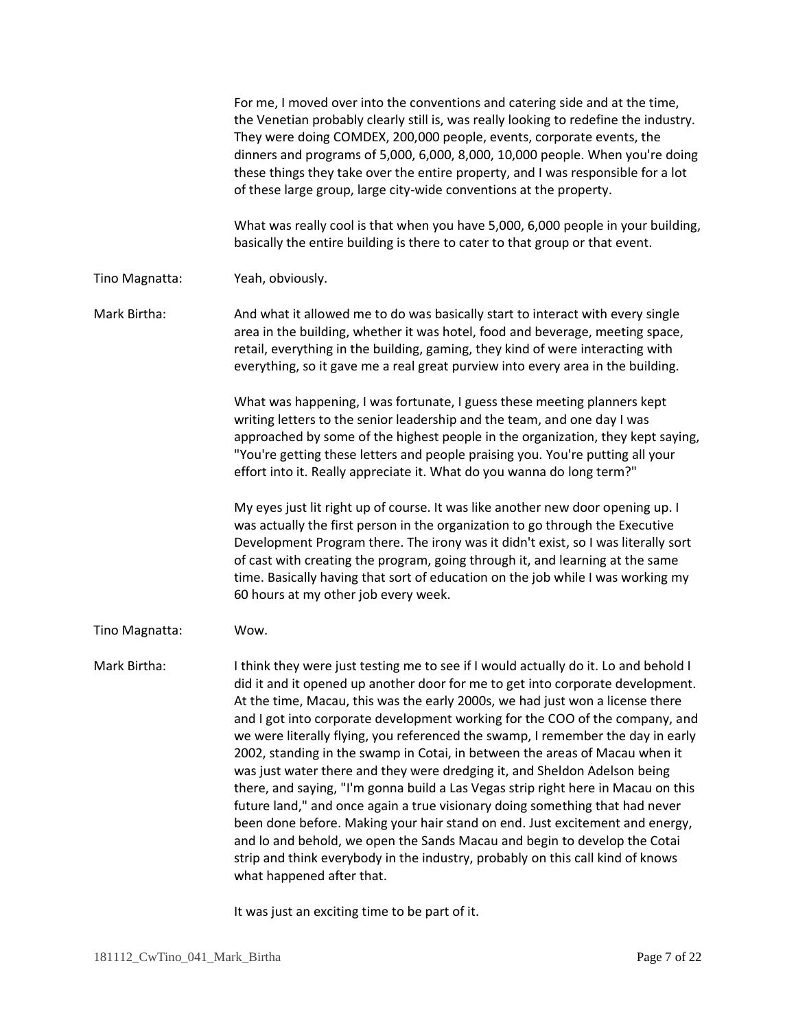For me, I moved over into the conventions and catering side and at the time, the Venetian probably clearly still is, was really looking to redefine the industry. They were doing COMDEX, 200,000 people, events, corporate events, the dinners and programs of 5,000, 6,000, 8,000, 10,000 people. When you're doing these things they take over the entire property, and I was responsible for a lot of these large group, large city-wide conventions at the property.

What was really cool is that when you have 5,000, 6,000 people in your building, basically the entire building is there to cater to that group or that event.

Tino Magnatta: Yeah, obviously.

Mark Birtha: And what it allowed me to do was basically start to interact with every single area in the building, whether it was hotel, food and beverage, meeting space, retail, everything in the building, gaming, they kind of were interacting with everything, so it gave me a real great purview into every area in the building.

What was happening, I was fortunate, I guess these meeting planners kept writing letters to the senior leadership and the team, and one day I was approached by some of the highest people in the organization, they kept saying, "You're getting these letters and people praising you. You're putting all your effort into it. Really appreciate it. What do you wanna do long term?"

My eyes just lit right up of course. It was like another new door opening up. I was actually the first person in the organization to go through the Executive Development Program there. The irony was it didn't exist, so I was literally sort of cast with creating the program, going through it, and learning at the same time. Basically having that sort of education on the job while I was working my 60 hours at my other job every week.

Tino Magnatta: Wow.

Mark Birtha: I think they were just testing me to see if I would actually do it. Lo and behold I did it and it opened up another door for me to get into corporate development. At the time, Macau, this was the early 2000s, we had just won a license there and I got into corporate development working for the COO of the company, and we were literally flying, you referenced the swamp, I remember the day in early 2002, standing in the swamp in Cotai, in between the areas of Macau when it was just water there and they were dredging it, and Sheldon Adelson being there, and saying, "I'm gonna build a Las Vegas strip right here in Macau on this future land," and once again a true visionary doing something that had never been done before. Making your hair stand on end. Just excitement and energy, and lo and behold, we open the Sands Macau and begin to develop the Cotai strip and think everybody in the industry, probably on this call kind of knows what happened after that.

It was just an exciting time to be part of it.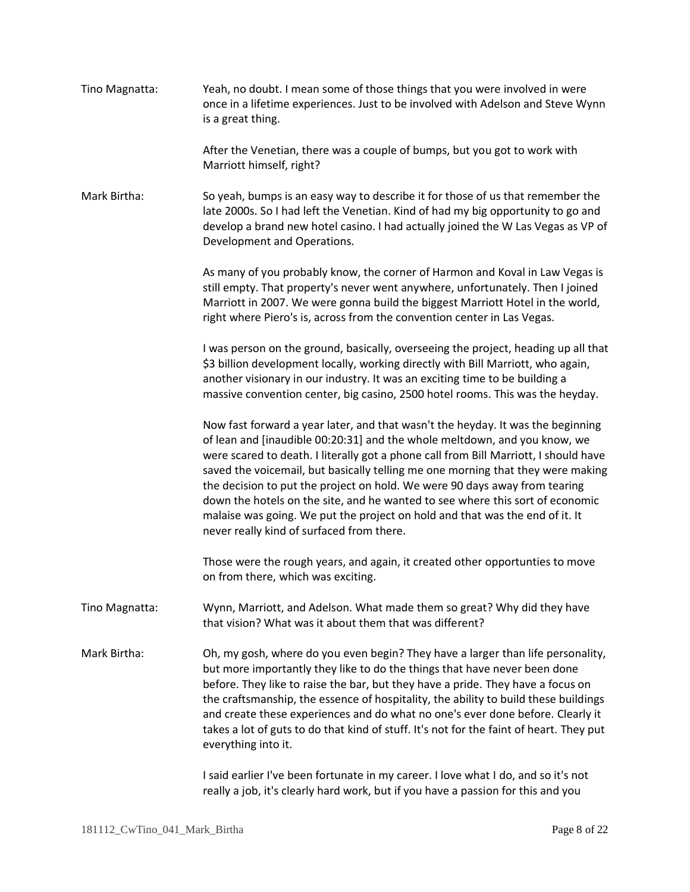Tino Magnatta: Yeah, no doubt. I mean some of those things that you were involved in were once in a lifetime experiences. Just to be involved with Adelson and Steve Wynn is a great thing.

After the Venetian, there was a couple of bumps, but you got to work with Marriott himself, right?

Mark Birtha: So yeah, bumps is an easy way to describe it for those of us that remember the late 2000s. So I had left the Venetian. Kind of had my big opportunity to go and develop a brand new hotel casino. I had actually joined the W Las Vegas as VP of Development and Operations.

As many of you probably know, the corner of Harmon and Koval in Law Vegas is still empty. That property's never went anywhere, unfortunately. Then I joined Marriott in 2007. We were gonna build the biggest Marriott Hotel in the world, right where Piero's is, across from the convention center in Las Vegas.

I was person on the ground, basically, overseeing the project, heading up all that $3 billion development locally, working directly with Bill Marriott, who again, another visionary in our industry. It was an exciting time to be building a massive convention center, big casino, 2500 hotel rooms. This was the heyday.

Now fast forward a year later, and that wasn't the heyday. It was the beginning of lean and [inaudible 00:20:31] and the whole meltdown, and you know, we were scared to death. I literally got a phone call from Bill Marriott, I should have saved the voicemail, but basically telling me one morning that they were making the decision to put the project on hold. We were 90 days away from tearing down the hotels on the site, and he wanted to see where this sort of economic malaise was going. We put the project on hold and that was the end of it. It never really kind of surfaced from there.

Those were the rough years, and again, it created other opportunities to move on from there, which was exciting.

Tino Magnatta: Wynn, Marriott, and Adelson. What made them so great? Why did they have that vision? What was it about them that was different?

Mark Birtha: Oh, my gosh, where do you even begin? They have a larger than life personality, but more importantly they like to do the things that have never been done before. They like to raise the bar, but they have a pride. They have a focus on the craftsmanship, the essence of hospitality, the ability to build these buildings and create these experiences and do what no one's ever done before. Clearly it takes a lot of guts to do that kind of stuff. It's not for the faint of heart. They put everything into it.

I said earlier I've been fortunate in my career. I love what I do, and so it's not really a job, it's clearly hard work, but if you have a passion for this and you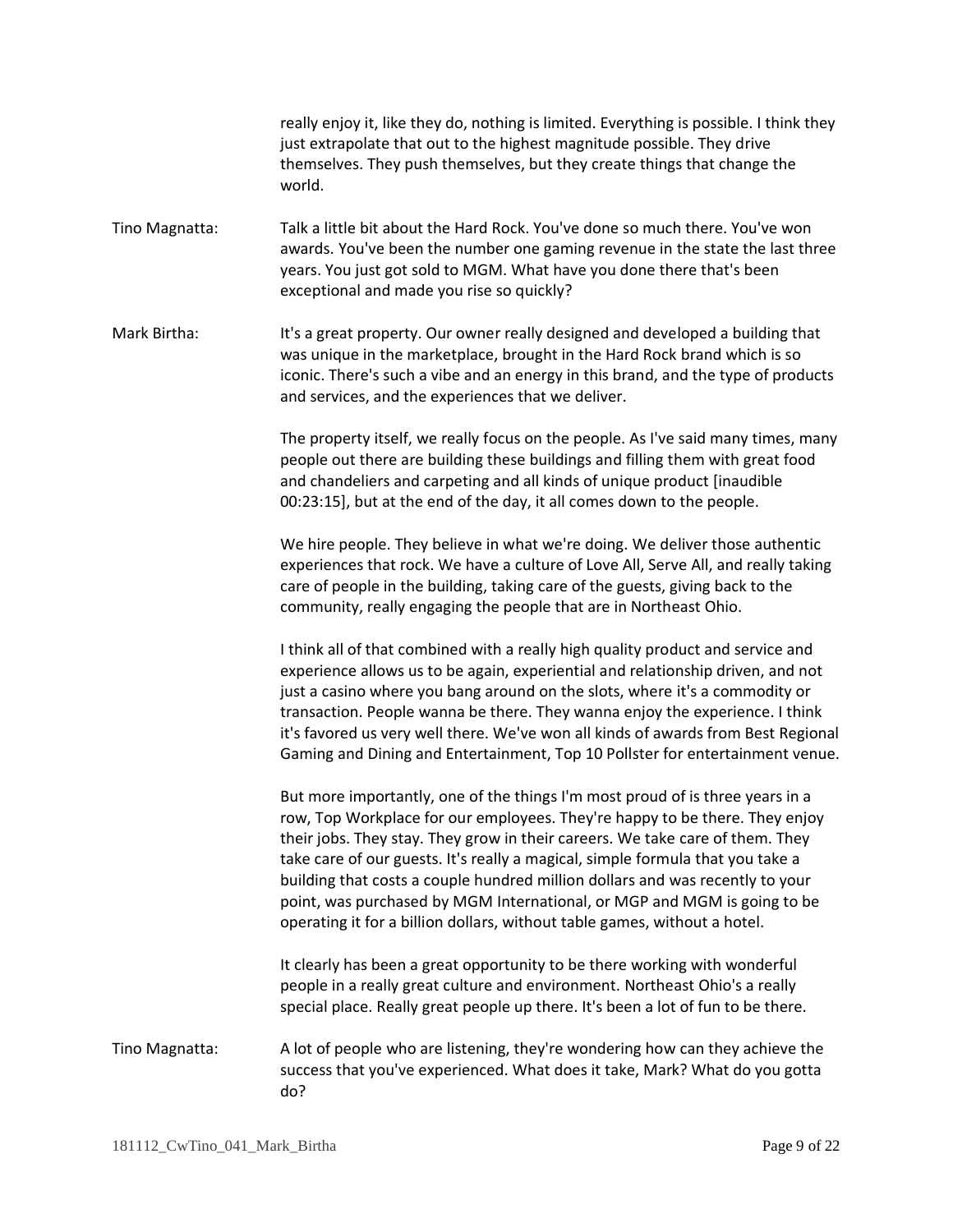really enjoy it, like they do, nothing is limited. Everything is possible. I think they just extrapolate that out to the highest magnitude possible. They drive themselves. They push themselves, but they create things that change the world.

**Tino Magnatta:** Talk a little bit about the Hard Rock. You've done so much there. You've won awards. You've been the number one gaming revenue in the state the last three years. You just got sold to MGM. What have you done there that's been exceptional and made you rise so quickly?

**Mark Birtha:** It's a great property. Our owner really designed and developed a building that was unique in the marketplace, brought in the Hard Rock brand which is so iconic. There's such a vibe and an energy in this brand, and the type of products and services, and the experiences that we deliver.

The property itself, we really focus on the people. As I've said many times, many people out there are building these buildings and filling them with great food and chandeliers and carpeting and all kinds of unique product [inaudible 00:23:15], but at the end of the day, it all comes down to the people.

We hire people. They believe in what we're doing. We deliver those authentic experiences that rock. We have a culture of Love All, Serve All, and really taking care of people in the building, taking care of the guests, giving back to the community, really engaging the people that are in Northeast Ohio.

I think all of that combined with a really high quality product and service and experience allows us to be again, experiential and relationship driven, and not just a casino where you bang around on the slots, where it's a commodity or transaction. People wanna be there. They wanna enjoy the experience. I think it's favored us very well there. We've won all kinds of awards from Best Regional Gaming and Dining and Entertainment, Top 10 Pollster for entertainment venue.

But more importantly, one of the things I'm most proud of is three years in a row, Top Workplace for our employees. They're happy to be there. They enjoy their jobs. They stay. They grow in their careers. We take care of them. They take care of our guests. It's really a magical, simple formula that you take a building that costs a couple hundred million dollars and was recently to your point, was purchased by MGM International, or MGP and MGM is going to be operating it for a billion dollars, without table games, without a hotel.

It clearly has been a great opportunity to be there working with wonderful people in a really great culture and environment. Northeast Ohio's a really special place. Really great people up there. It's been a lot of fun to be there.

**Tino Magnatta:** A lot of people who are listening, they're wondering how can they achieve the success that you've experienced. What does it take, Mark? What do you gotta do?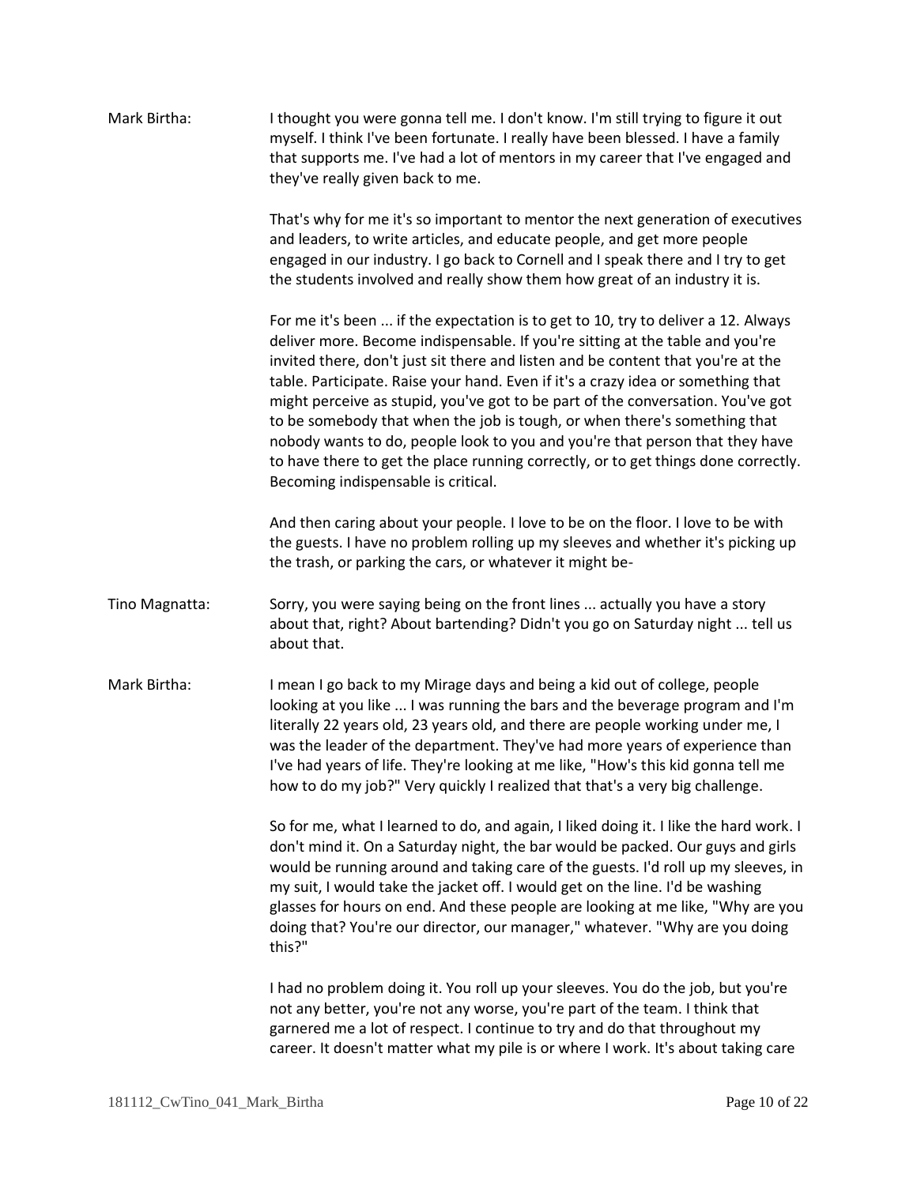**Mark Birtha:** I thought you were gonna tell me. I don't know. I'm still trying to figure it out myself. I think I've been fortunate. I really have been blessed. I have a family that supports me. I've had a lot of mentors in my career that I've engaged and they've really given back to me.

That's why for me it's so important to mentor the next generation of executives and leaders, to write articles, and educate people, and get more people engaged in our industry. I go back to Cornell and I speak there and I try to get the students involved and really show them how great of an industry it is.

For me it's been ... if the expectation is to get to 10, try to deliver a 12. Always deliver more. Become indispensable. If you're sitting at the table and you're invited there, don't just sit there and listen and be content that you're at the table. Participate. Raise your hand. Even if it's a crazy idea or something that might perceive as stupid, you've got to be part of the conversation. You've got to be somebody that when the job is tough, or when there's something that nobody wants to do, people look to you and you're that person that they have to have there to get the place running correctly, or to get things done correctly. Becoming indispensable is critical.

And then caring about your people. I love to be on the floor. I love to be with the guests. I have no problem rolling up my sleeves and whether it's picking up the trash, or parking the cars, or whatever it might be-

**Tino Magnatta:** Sorry, you were saying being on the front lines ... actually you have a story about that, right? About bartending? Didn't you go on Saturday night ... tell us about that.

**Mark Birtha:** I mean I go back to my Mirage days and being a kid out of college, people looking at you like ... I was running the bars and the beverage program and I'm literally 22 years old, 23 years old, and there are people working under me, I was the leader of the department. They've had more years of experience than I've had years of life. They're looking at me like, "How's this kid gonna tell me how to do my job?" Very quickly I realized that that's a very big challenge.

So for me, what I learned to do, and again, I liked doing it. I like the hard work. I don't mind it. On a Saturday night, the bar would be packed. Our guys and girls would be running around and taking care of the guests. I'd roll up my sleeves, in my suit, I would take the jacket off. I would get on the line. I'd be washing glasses for hours on end. And these people are looking at me like, "Why are you doing that? You're our director, our manager," whatever. "Why are you doing this?"

I had no problem doing it. You roll up your sleeves. You do the job, but you're not any better, you're not any worse, you're part of the team. I think that garnered me a lot of respect. I continue to try and do that throughout my career. It doesn't matter what my pile is or where I work. It's about taking care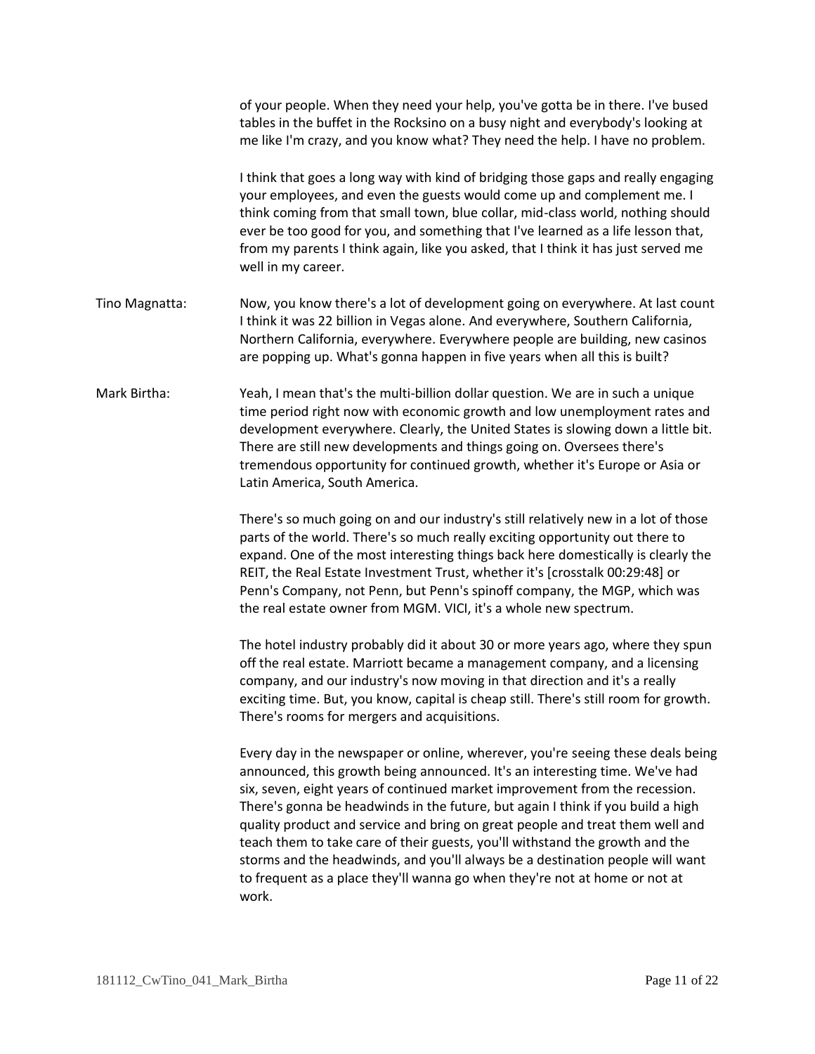of your people. When they need your help, you've gotta be in there. I've bused tables in the buffet in the Rocksino on a busy night and everybody's looking at me like I'm crazy, and you know what? They need the help. I have no problem.

I think that goes a long way with kind of bridging those gaps and really engaging your employees, and even the guests would come up and complement me. I think coming from that small town, blue collar, mid-class world, nothing should ever be too good for you, and something that I've learned as a life lesson that, from my parents I think again, like you asked, that I think it has just served me well in my career.

**Tino Magnatta:** Now, you know there's a lot of development going on everywhere. At last count I think it was 22 billion in Vegas alone. And everywhere, Southern California, Northern California, everywhere. Everywhere people are building, new casinos are popping up. What's gonna happen in five years when all this is built?

**Mark Birtha:** Yeah, I mean that's the multi-billion dollar question. We are in such a unique time period right now with economic growth and low unemployment rates and development everywhere. Clearly, the United States is slowing down a little bit. There are still new developments and things going on. Oversees there's tremendous opportunity for continued growth, whether it's Europe or Asia or Latin America, South America.

There's so much going on and our industry's still relatively new in a lot of those parts of the world. There's so much really exciting opportunity out there to expand. One of the most interesting things back here domestically is clearly the REIT, the Real Estate Investment Trust, whether it's [crosstalk 00:29:48] or Penn's Company, not Penn, but Penn's spinoff company, the MGP, which was the real estate owner from MGM. VICI, it's a whole new spectrum.

The hotel industry probably did it about 30 or more years ago, where they spun off the real estate. Marriott became a management company, and a licensing company, and our industry's now moving in that direction and it's a really exciting time. But, you know, capital is cheap still. There's still room for growth. There's rooms for mergers and acquisitions.

Every day in the newspaper or online, wherever, you're seeing these deals being announced, this growth being announced. It's an interesting time. We've had six, seven, eight years of continued market improvement from the recession. There's gonna be headwinds in the future, but again I think if you build a high quality product and service and bring on great people and treat them well and teach them to take care of their guests, you'll withstand the growth and the storms and the headwinds, and you'll always be a destination people will want to frequent as a place they'll wanna go when they're not at home or not at work.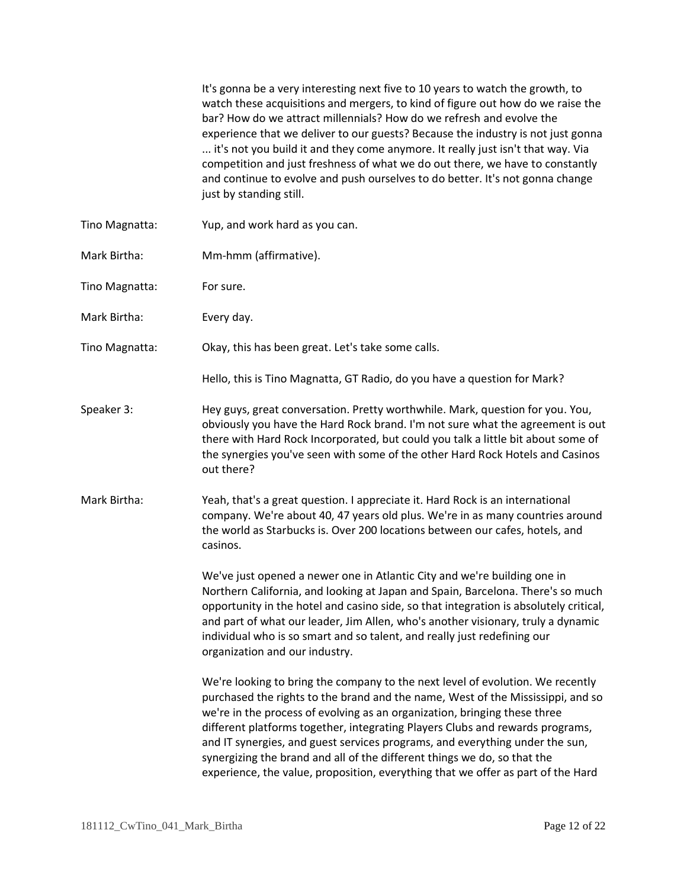It's gonna be a very interesting next five to 10 years to watch the growth, to watch these acquisitions and mergers, to kind of figure out how do we raise the bar? How do we attract millennials? How do we refresh and evolve the experience that we deliver to our guests? Because the industry is not just gonna ... it's not you build it and they come anymore. It really just isn't that way. Via competition and just freshness of what we do out there, we have to constantly and continue to evolve and push ourselves to do better. It's not gonna change just by standing still.

Tino Magnatta: Yup, and work hard as you can.

Mark Birtha: Mm-hmm (affirmative).

Tino Magnatta: For sure.

Mark Birtha: Every day.

Tino Magnatta: Okay, this has been great. Let's take some calls.

Hello, this is Tino Magnatta, GT Radio, do you have a question for Mark?

Speaker 3: Hey guys, great conversation. Pretty worthwhile. Mark, question for you. You, obviously you have the Hard Rock brand. I'm not sure what the agreement is out there with Hard Rock Incorporated, but could you talk a little bit about some of the synergies you've seen with some of the other Hard Rock Hotels and Casinos out there?

Mark Birtha: Yeah, that's a great question. I appreciate it. Hard Rock is an international company. We're about 40, 47 years old plus. We're in as many countries around the world as Starbucks is. Over 200 locations between our cafes, hotels, and casinos.

We've just opened a newer one in Atlantic City and we're building one in Northern California, and looking at Japan and Spain, Barcelona. There's so much opportunity in the hotel and casino side, so that integration is absolutely critical, and part of what our leader, Jim Allen, who's another visionary, truly a dynamic individual who is so smart and so talent, and really just redefining our organization and our industry.

We're looking to bring the company to the next level of evolution. We recently purchased the rights to the brand and the name, West of the Mississippi, and so we're in the process of evolving as an organization, bringing these three different platforms together, integrating Players Clubs and rewards programs, and IT synergies, and guest services programs, and everything under the sun, synergizing the brand and all of the different things we do, so that the experience, the value, proposition, everything that we offer as part of the Hard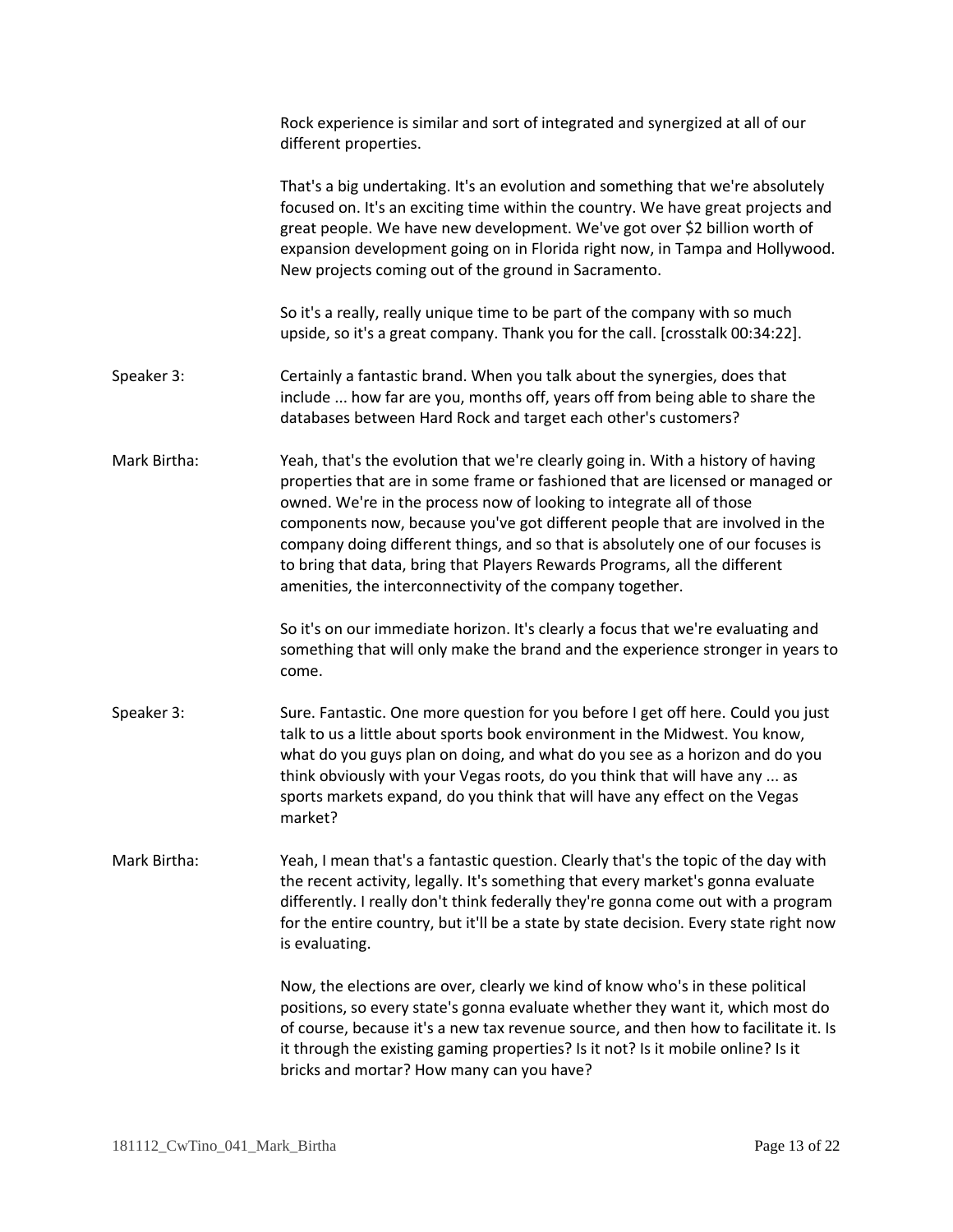Rock experience is similar and sort of integrated and synergized at all of our different properties.

That's a big undertaking. It's an evolution and something that we're absolutely focused on. It's an exciting time within the country. We have great projects and great people. We have new development. We've got over $2 billion worth of expansion development going on in Florida right now, in Tampa and Hollywood. New projects coming out of the ground in Sacramento.

So it's a really, really unique time to be part of the company with so much upside, so it's a great company. Thank you for the call. [crosstalk 00:34:22].

Speaker 3: Certainly a fantastic brand. When you talk about the synergies, does that include ... how far are you, months off, years off from being able to share the databases between Hard Rock and target each other's customers?

Mark Birtha: Yeah, that's the evolution that we're clearly going in. With a history of having properties that are in some frame or fashioned that are licensed or managed or owned. We're in the process now of looking to integrate all of those components now, because you've got different people that are involved in the company doing different things, and so that is absolutely one of our focuses is to bring that data, bring that Players Rewards Programs, all the different amenities, the interconnectivity of the company together.

So it's on our immediate horizon. It's clearly a focus that we're evaluating and something that will only make the brand and the experience stronger in years to come.

Speaker 3: Sure. Fantastic. One more question for you before I get off here. Could you just talk to us a little about sports book environment in the Midwest. You know, what do you guys plan on doing, and what do you see as a horizon and do you think obviously with your Vegas roots, do you think that will have any ... as sports markets expand, do you think that will have any effect on the Vegas market?

Mark Birtha: Yeah, I mean that's a fantastic question. Clearly that's the topic of the day with the recent activity, legally. It's something that every market's gonna evaluate differently. I really don't think federally they're gonna come out with a program for the entire country, but it'll be a state by state decision. Every state right now is evaluating.

Now, the elections are over, clearly we kind of know who's in these political positions, so every state's gonna evaluate whether they want it, which most do of course, because it's a new tax revenue source, and then how to facilitate it. Is it through the existing gaming properties? Is it not? Is it mobile online? Is it bricks and mortar? How many can you have?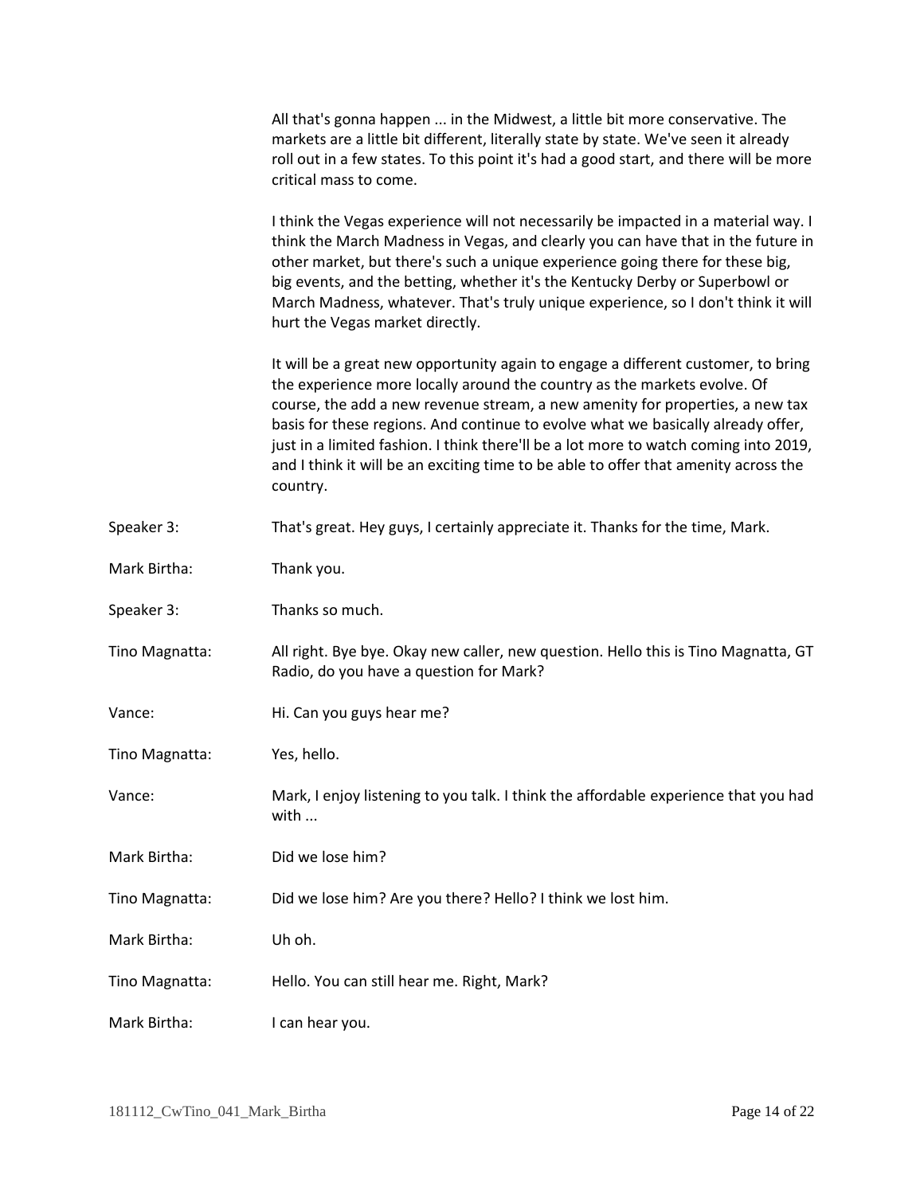All that's gonna happen ... in the Midwest, a little bit more conservative. The markets are a little bit different, literally state by state. We've seen it already roll out in a few states. To this point it's had a good start, and there will be more critical mass to come.

I think the Vegas experience will not necessarily be impacted in a material way. I think the March Madness in Vegas, and clearly you can have that in the future in other market, but there's such a unique experience going there for these big, big events, and the betting, whether it's the Kentucky Derby or Superbowl or March Madness, whatever. That's truly unique experience, so I don't think it will hurt the Vegas market directly.

It will be a great new opportunity again to engage a different customer, to bring the experience more locally around the country as the markets evolve. Of course, the add a new revenue stream, a new amenity for properties, a new tax basis for these regions. And continue to evolve what we basically already offer, just in a limited fashion. I think there'll be a lot more to watch coming into 2019, and I think it will be an exciting time to be able to offer that amenity across the country.

Speaker 3: That's great. Hey guys, I certainly appreciate it. Thanks for the time, Mark.

Mark Birtha: Thank you.

Speaker 3: Thanks so much.

Tino Magnatta: All right. Bye bye. Okay new caller, new question. Hello this is Tino Magnatta, GT Radio, do you have a question for Mark?

Vance: Hi. Can you guys hear me?

Tino Magnatta: Yes, hello.

Vance: Mark, I enjoy listening to you talk. I think the affordable experience that you had with ...

Mark Birtha: Did we lose him?

Tino Magnatta: Did we lose him? Are you there? Hello? I think we lost him.

Mark Birtha: Uh oh.

Tino Magnatta: Hello. You can still hear me. Right, Mark?

Mark Birtha: I can hear you.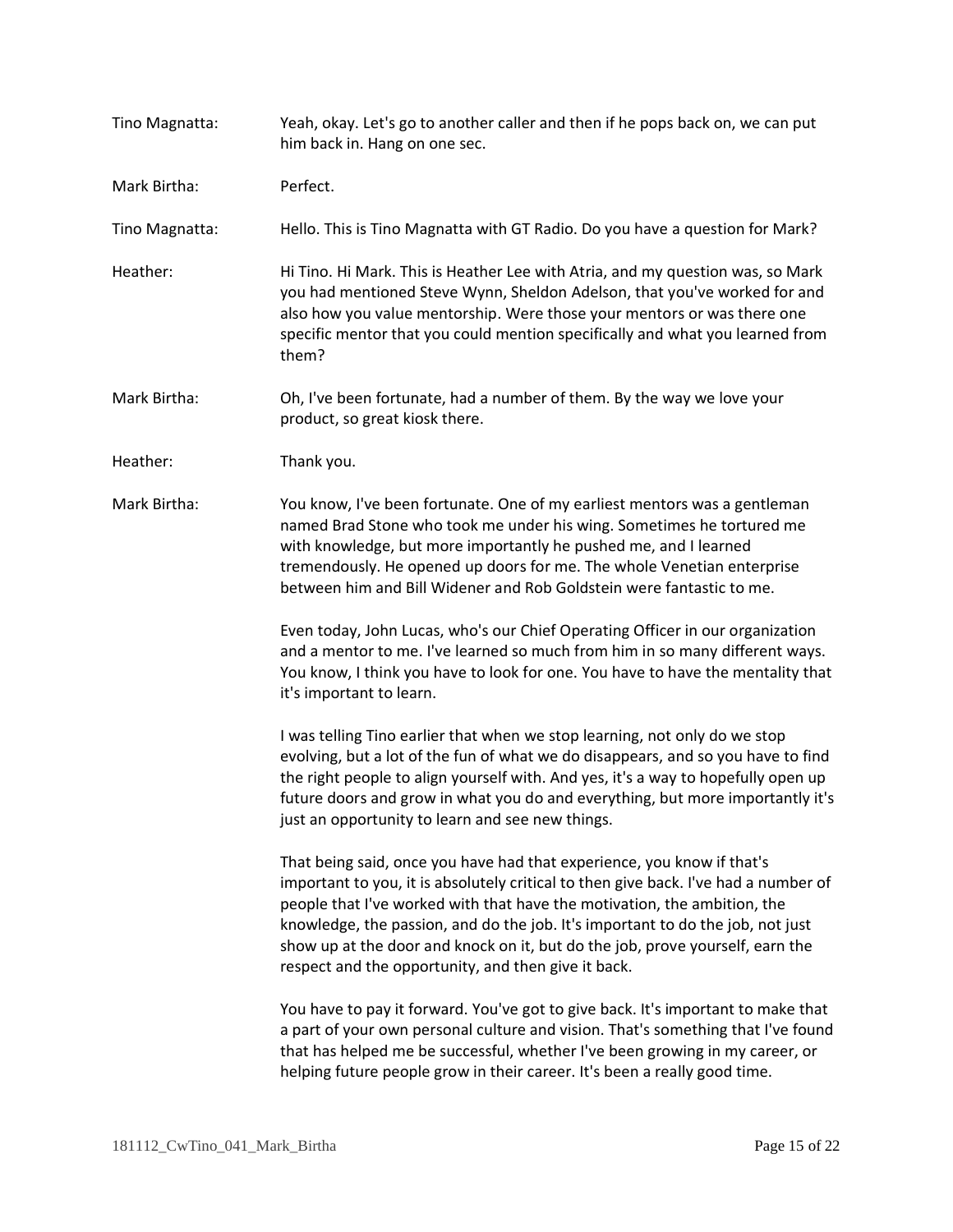Tino Magnatta: Yeah, okay. Let's go to another caller and then if he pops back on, we can put him back in. Hang on one sec.

Mark Birtha: Perfect.

Tino Magnatta: Hello. This is Tino Magnatta with GT Radio. Do you have a question for Mark?

Heather: Hi Tino. Hi Mark. This is Heather Lee with Atria, and my question was, so Mark you had mentioned Steve Wynn, Sheldon Adelson, that you've worked for and also how you value mentorship. Were those your mentors or was there one specific mentor that you could mention specifically and what you learned from them?

Mark Birtha: Oh, I've been fortunate, had a number of them. By the way we love your product, so great kiosk there.

Heather: Thank you.

Mark Birtha: You know, I've been fortunate. One of my earliest mentors was a gentleman named Brad Stone who took me under his wing. Sometimes he tortured me with knowledge, but more importantly he pushed me, and I learned tremendously. He opened up doors for me. The whole Venetian enterprise between him and Bill Widener and Rob Goldstein were fantastic to me.

Even today, John Lucas, who's our Chief Operating Officer in our organization and a mentor to me. I've learned so much from him in so many different ways. You know, I think you have to look for one. You have to have the mentality that it's important to learn.

I was telling Tino earlier that when we stop learning, not only do we stop evolving, but a lot of the fun of what we do disappears, and so you have to find the right people to align yourself with. And yes, it's a way to hopefully open up future doors and grow in what you do and everything, but more importantly it's just an opportunity to learn and see new things.

That being said, once you have had that experience, you know if that's important to you, it is absolutely critical to then give back. I've had a number of people that I've worked with that have the motivation, the ambition, the knowledge, the passion, and do the job. It's important to do the job, not just show up at the door and knock on it, but do the job, prove yourself, earn the respect and the opportunity, and then give it back.

You have to pay it forward. You've got to give back. It's important to make that a part of your own personal culture and vision. That's something that I've found that has helped me be successful, whether I've been growing in my career, or helping future people grow in their career. It's been a really good time.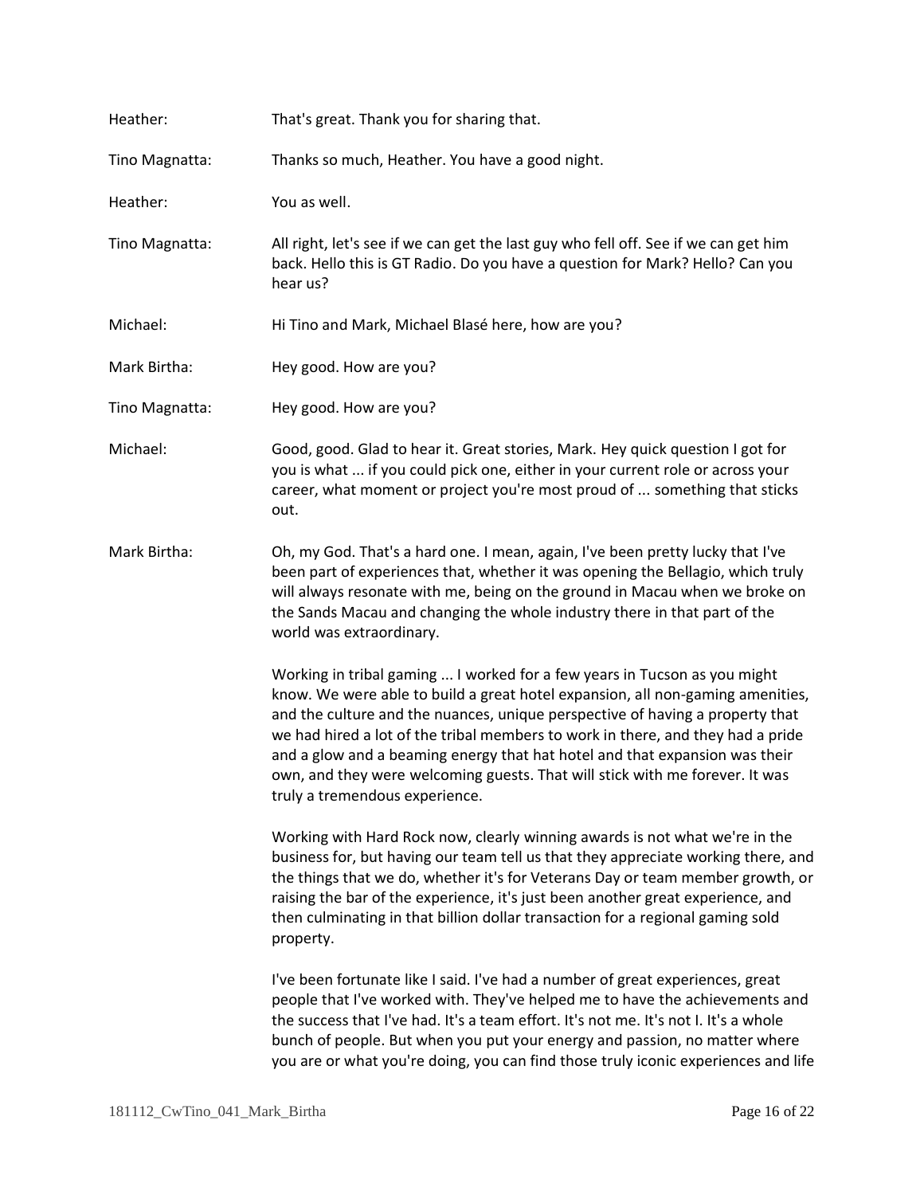Heather: That's great. Thank you for sharing that.

Tino Magnatta: Thanks so much, Heather. You have a good night.

Heather: You as well.

Tino Magnatta: All right, let's see if we can get the last guy who fell off. See if we can get him back. Hello this is GT Radio. Do you have a question for Mark? Hello? Can you hear us?

Michael: Hi Tino and Mark, Michael Blasé here, how are you?

Mark Birtha: Hey good. How are you?

Tino Magnatta: Hey good. How are you?

Michael: Good, good. Glad to hear it. Great stories, Mark. Hey quick question I got for you is what ... if you could pick one, either in your current role or across your career, what moment or project you're most proud of ... something that sticks out.

Mark Birtha: Oh, my God. That's a hard one. I mean, again, I've been pretty lucky that I've been part of experiences that, whether it was opening the Bellagio, which truly will always resonate with me, being on the ground in Macau when we broke on the Sands Macau and changing the whole industry there in that part of the world was extraordinary.

Working in tribal gaming ... I worked for a few years in Tucson as you might know. We were able to build a great hotel expansion, all non-gaming amenities, and the culture and the nuances, unique perspective of having a property that we had hired a lot of the tribal members to work in there, and they had a pride and a glow and a beaming energy that hat hotel and that expansion was their own, and they were welcoming guests. That will stick with me forever. It was truly a tremendous experience.

Working with Hard Rock now, clearly winning awards is not what we're in the business for, but having our team tell us that they appreciate working there, and the things that we do, whether it's for Veterans Day or team member growth, or raising the bar of the experience, it's just been another great experience, and then culminating in that billion dollar transaction for a regional gaming sold property.

I've been fortunate like I said. I've had a number of great experiences, great people that I've worked with. They've helped me to have the achievements and the success that I've had. It's a team effort. It's not me. It's not I. It's a whole bunch of people. But when you put your energy and passion, no matter where you are or what you're doing, you can find those truly iconic experiences and life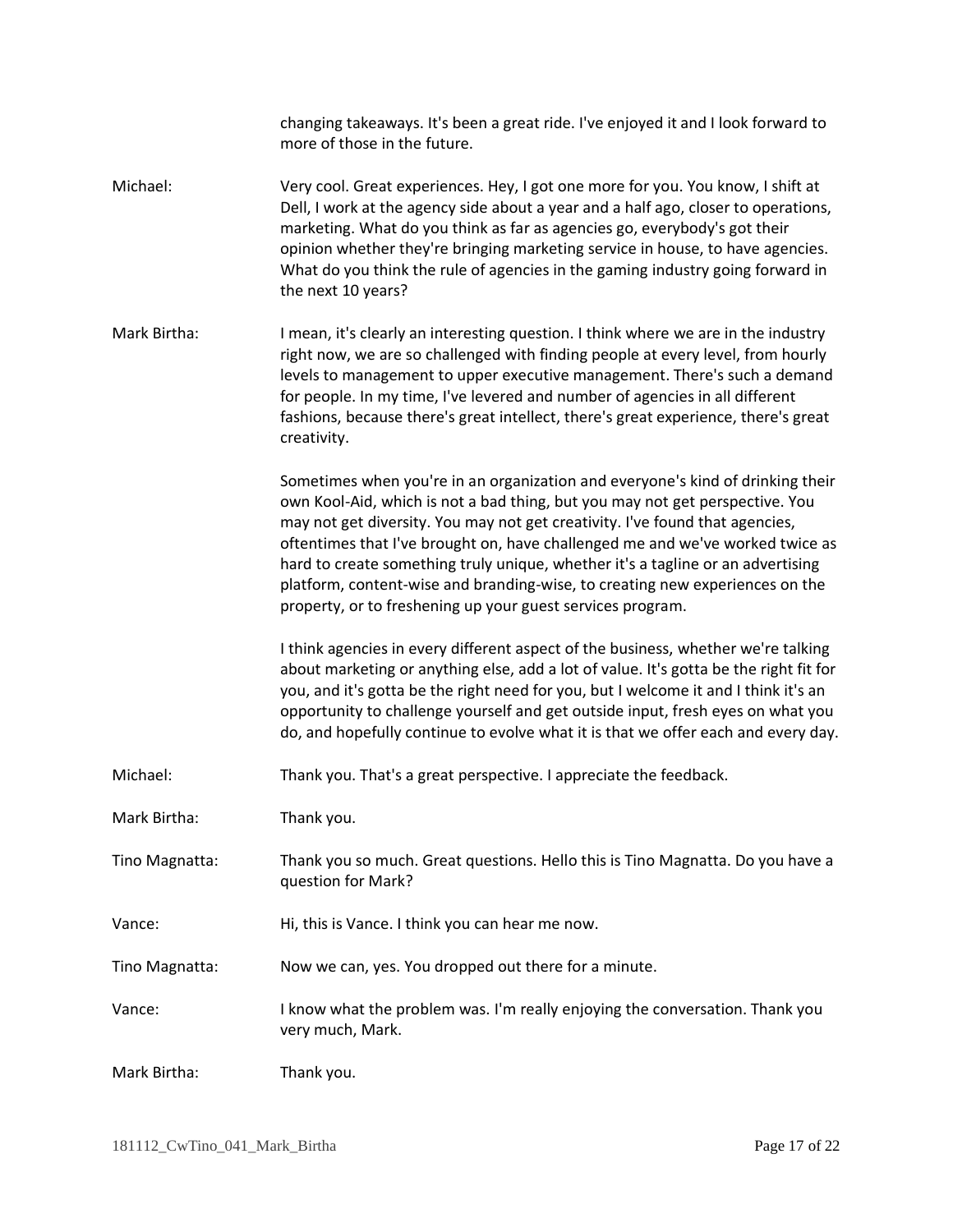changing takeaways. It's been a great ride. I've enjoyed it and I look forward to more of those in the future.

**Michael:** Very cool. Great experiences. Hey, I got one more for you. You know, I shift at Dell, I work at the agency side about a year and a half ago, closer to operations, marketing. What do you think as far as agencies go, everybody's got their opinion whether they're bringing marketing service in house, to have agencies. What do you think the rule of agencies in the gaming industry going forward in the next 10 years?

**Mark Birtha:** I mean, it's clearly an interesting question. I think where we are in the industry right now, we are so challenged with finding people at every level, from hourly levels to management to upper executive management. There's such a demand for people. In my time, I've levered and number of agencies in all different fashions, because there's great intellect, there's great experience, there's great creativity.

Sometimes when you're in an organization and everyone's kind of drinking their own Kool-Aid, which is not a bad thing, but you may not get perspective. You may not get diversity. You may not get creativity. I've found that agencies, oftentimes that I've brought on, have challenged me and we've worked twice as hard to create something truly unique, whether it's a tagline or an advertising platform, content-wise and branding-wise, to creating new experiences on the property, or to freshening up your guest services program.

I think agencies in every different aspect of the business, whether we're talking about marketing or anything else, add a lot of value. It's gotta be the right fit for you, and it's gotta be the right need for you, but I welcome it and I think it's an opportunity to challenge yourself and get outside input, fresh eyes on what you do, and hopefully continue to evolve what it is that we offer each and every day.

**Michael:** Thank you. That's a great perspective. I appreciate the feedback.

**Mark Birtha:** Thank you.

**Tino Magnatta:** Thank you so much. Great questions. Hello this is Tino Magnatta. Do you have a question for Mark?

**Vance:** Hi, this is Vance. I think you can hear me now.

**Tino Magnatta:** Now we can, yes. You dropped out there for a minute.

**Vance:** I know what the problem was. I'm really enjoying the conversation. Thank you very much, Mark.

**Mark Birtha:** Thank you.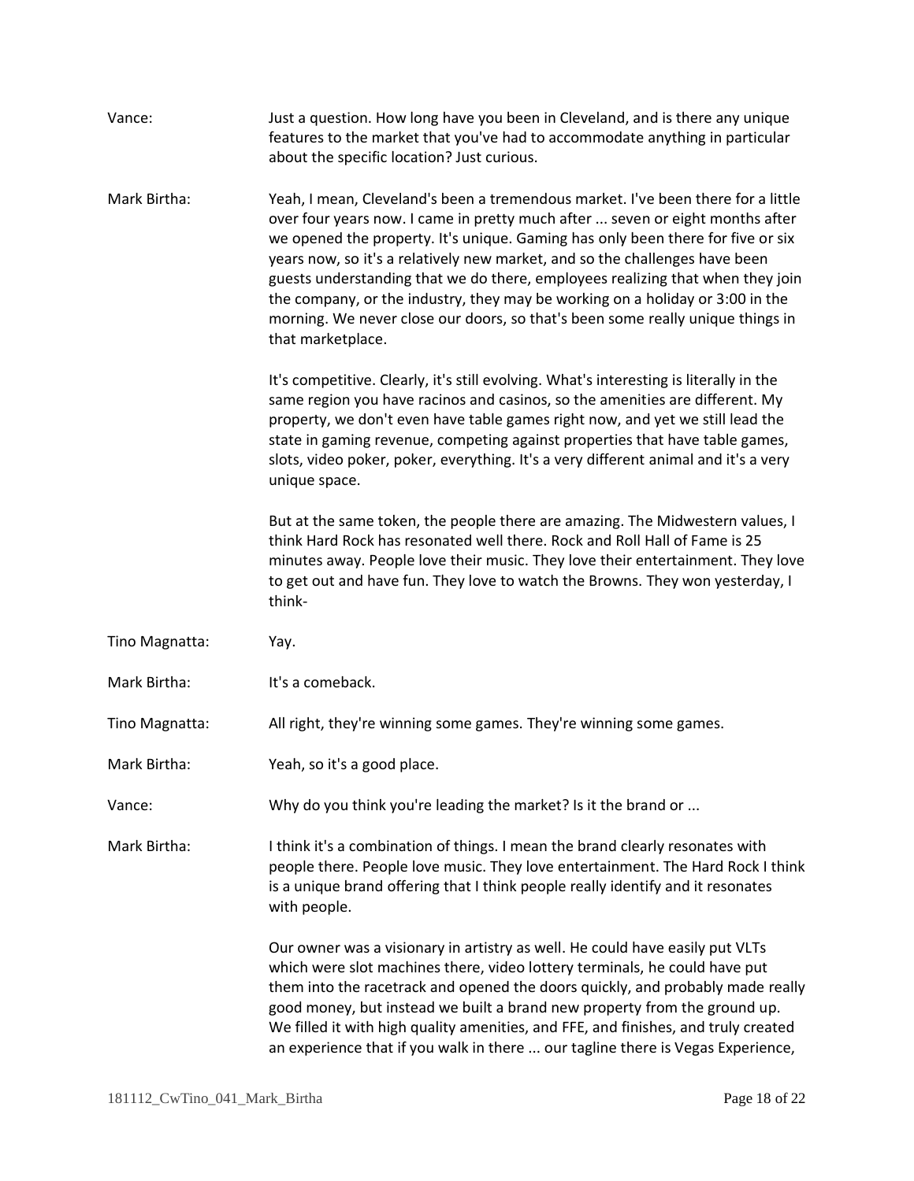Vance: Just a question. How long have you been in Cleveland, and is there any unique features to the market that you've had to accommodate anything in particular about the specific location? Just curious.

Mark Birtha: Yeah, I mean, Cleveland's been a tremendous market. I've been there for a little over four years now. I came in pretty much after ... seven or eight months after we opened the property. It's unique. Gaming has only been there for five or six years now, so it's a relatively new market, and so the challenges have been guests understanding that we do there, employees realizing that when they join the company, or the industry, they may be working on a holiday or 3:00 in the morning. We never close our doors, so that's been some really unique things in that marketplace.

It's competitive. Clearly, it's still evolving. What's interesting is literally in the same region you have racinos and casinos, so the amenities are different. My property, we don't even have table games right now, and yet we still lead the state in gaming revenue, competing against properties that have table games, slots, video poker, poker, everything. It's a very different animal and it's a very unique space.

But at the same token, the people there are amazing. The Midwestern values, I think Hard Rock has resonated well there. Rock and Roll Hall of Fame is 25 minutes away. People love their music. They love their entertainment. They love to get out and have fun. They love to watch the Browns. They won yesterday, I think-

Tino Magnatta: Yay.

Mark Birtha: It's a comeback.

Tino Magnatta: All right, they're winning some games. They're winning some games.

Mark Birtha: Yeah, so it's a good place.

Vance: Why do you think you're leading the market? Is it the brand or ...

Mark Birtha: I think it's a combination of things. I mean the brand clearly resonates with people there. People love music. They love entertainment. The Hard Rock I think is a unique brand offering that I think people really identify and it resonates with people.

Our owner was a visionary in artistry as well. He could have easily put VLTs which were slot machines there, video lottery terminals, he could have put them into the racetrack and opened the doors quickly, and probably made really good money, but instead we built a brand new property from the ground up. We filled it with high quality amenities, and FFE, and finishes, and truly created an experience that if you walk in there ... our tagline there is Vegas Experience,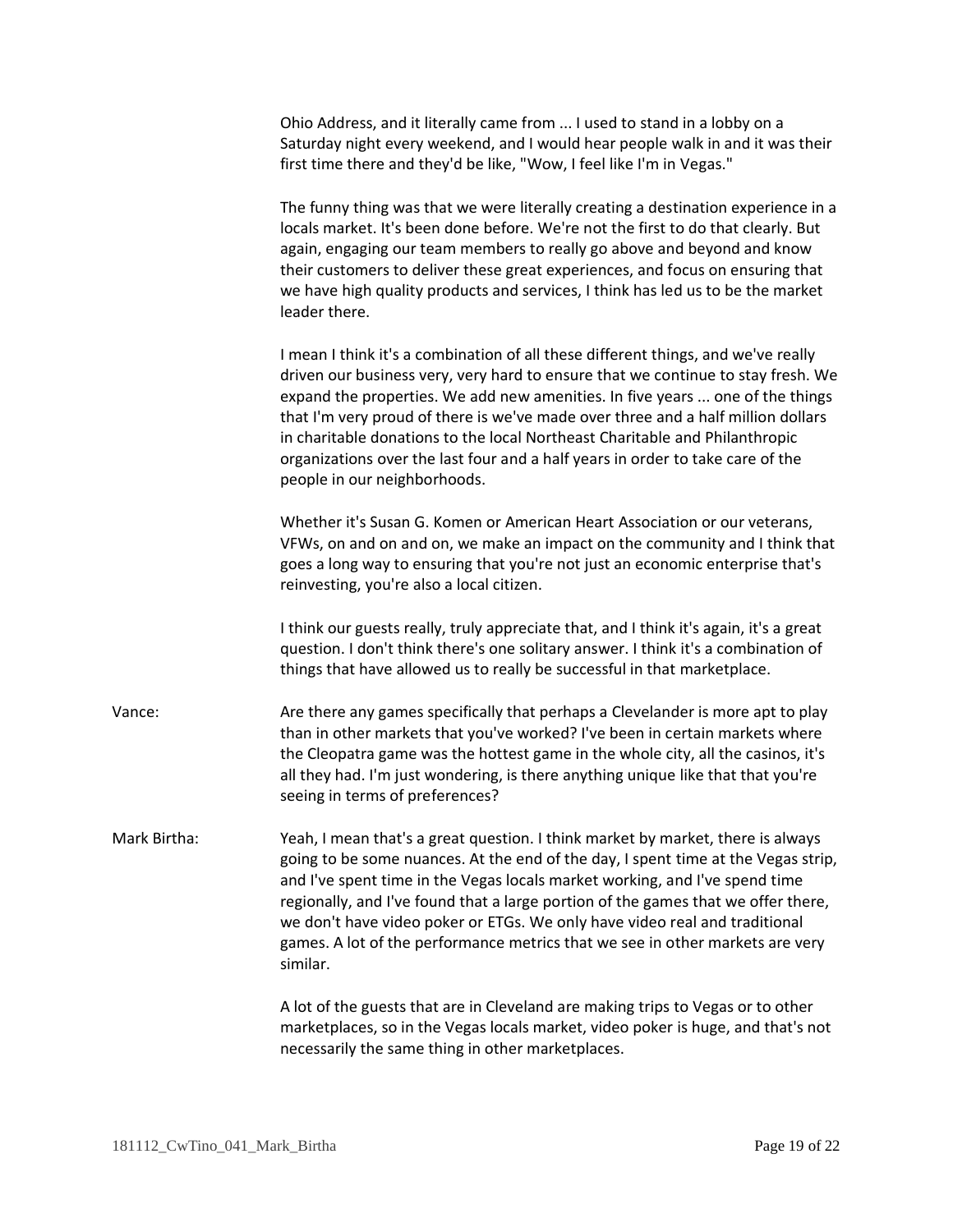Ohio Address, and it literally came from ... I used to stand in a lobby on a Saturday night every weekend, and I would hear people walk in and it was their first time there and they'd be like, "Wow, I feel like I'm in Vegas."

The funny thing was that we were literally creating a destination experience in a locals market. It's been done before. We're not the first to do that clearly. But again, engaging our team members to really go above and beyond and know their customers to deliver these great experiences, and focus on ensuring that we have high quality products and services, I think has led us to be the market leader there.

I mean I think it's a combination of all these different things, and we've really driven our business very, very hard to ensure that we continue to stay fresh. We expand the properties. We add new amenities. In five years ... one of the things that I'm very proud of there is we've made over three and a half million dollars in charitable donations to the local Northeast Charitable and Philanthropic organizations over the last four and a half years in order to take care of the people in our neighborhoods.

Whether it's Susan G. Komen or American Heart Association or our veterans, VFWs, on and on and on, we make an impact on the community and I think that goes a long way to ensuring that you're not just an economic enterprise that's reinvesting, you're also a local citizen.

I think our guests really, truly appreciate that, and I think it's again, it's a great question. I don't think there's one solitary answer. I think it's a combination of things that have allowed us to really be successful in that marketplace.

Vance: Are there any games specifically that perhaps a Clevelander is more apt to play than in other markets that you've worked? I've been in certain markets where the Cleopatra game was the hottest game in the whole city, all the casinos, it's all they had. I'm just wondering, is there anything unique like that that you're seeing in terms of preferences?

Mark Birtha: Yeah, I mean that's a great question. I think market by market, there is always going to be some nuances. At the end of the day, I spent time at the Vegas strip, and I've spent time in the Vegas locals market working, and I've spend time regionally, and I've found that a large portion of the games that we offer there, we don't have video poker or ETGs. We only have video real and traditional games. A lot of the performance metrics that we see in other markets are very similar.

A lot of the guests that are in Cleveland are making trips to Vegas or to other marketplaces, so in the Vegas locals market, video poker is huge, and that's not necessarily the same thing in other marketplaces.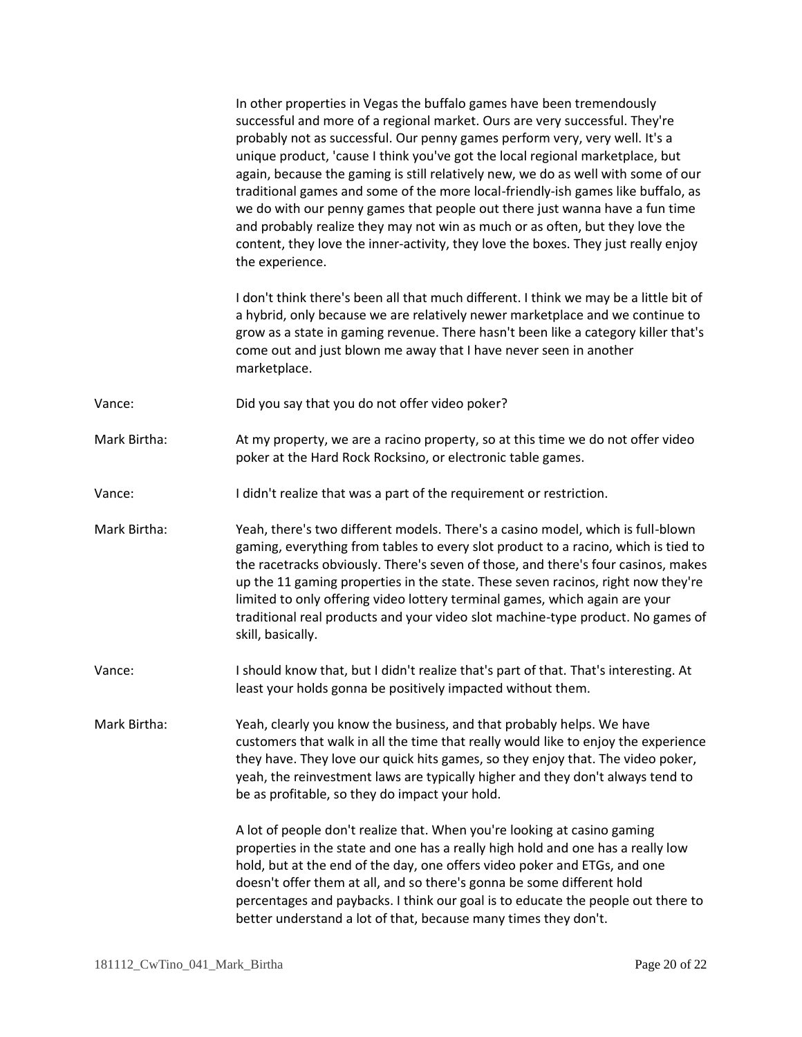In other properties in Vegas the buffalo games have been tremendously successful and more of a regional market. Ours are very successful. They're probably not as successful. Our penny games perform very, very well. It's a unique product, 'cause I think you've got the local regional marketplace, but again, because the gaming is still relatively new, we do as well with some of our traditional games and some of the more local-friendly-ish games like buffalo, as we do with our penny games that people out there just wanna have a fun time and probably realize they may not win as much or as often, but they love the content, they love the inner-activity, they love the boxes. They just really enjoy the experience.

I don't think there's been all that much different. I think we may be a little bit of a hybrid, only because we are relatively newer marketplace and we continue to grow as a state in gaming revenue. There hasn't been like a category killer that's come out and just blown me away that I have never seen in another marketplace.

Vance: Did you say that you do not offer video poker?

Mark Birtha: At my property, we are a racino property, so at this time we do not offer video poker at the Hard Rock Rocksino, or electronic table games.

Vance: I didn't realize that was a part of the requirement or restriction.

Mark Birtha: Yeah, there's two different models. There's a casino model, which is full-blown gaming, everything from tables to every slot product to a racino, which is tied to the racetracks obviously. There's seven of those, and there's four casinos, makes up the 11 gaming properties in the state. These seven racinos, right now they're limited to only offering video lottery terminal games, which again are your traditional real products and your video slot machine-type product. No games of skill, basically.

Vance: I should know that, but I didn't realize that's part of that. That's interesting. At least your holds gonna be positively impacted without them.

Mark Birtha: Yeah, clearly you know the business, and that probably helps. We have customers that walk in all the time that really would like to enjoy the experience they have. They love our quick hits games, so they enjoy that. The video poker, yeah, the reinvestment laws are typically higher and they don't always tend to be as profitable, so they do impact your hold.

A lot of people don't realize that. When you're looking at casino gaming properties in the state and one has a really high hold and one has a really low hold, but at the end of the day, one offers video poker and ETGs, and one doesn't offer them at all, and so there's gonna be some different hold percentages and paybacks. I think our goal is to educate the people out there to better understand a lot of that, because many times they don't.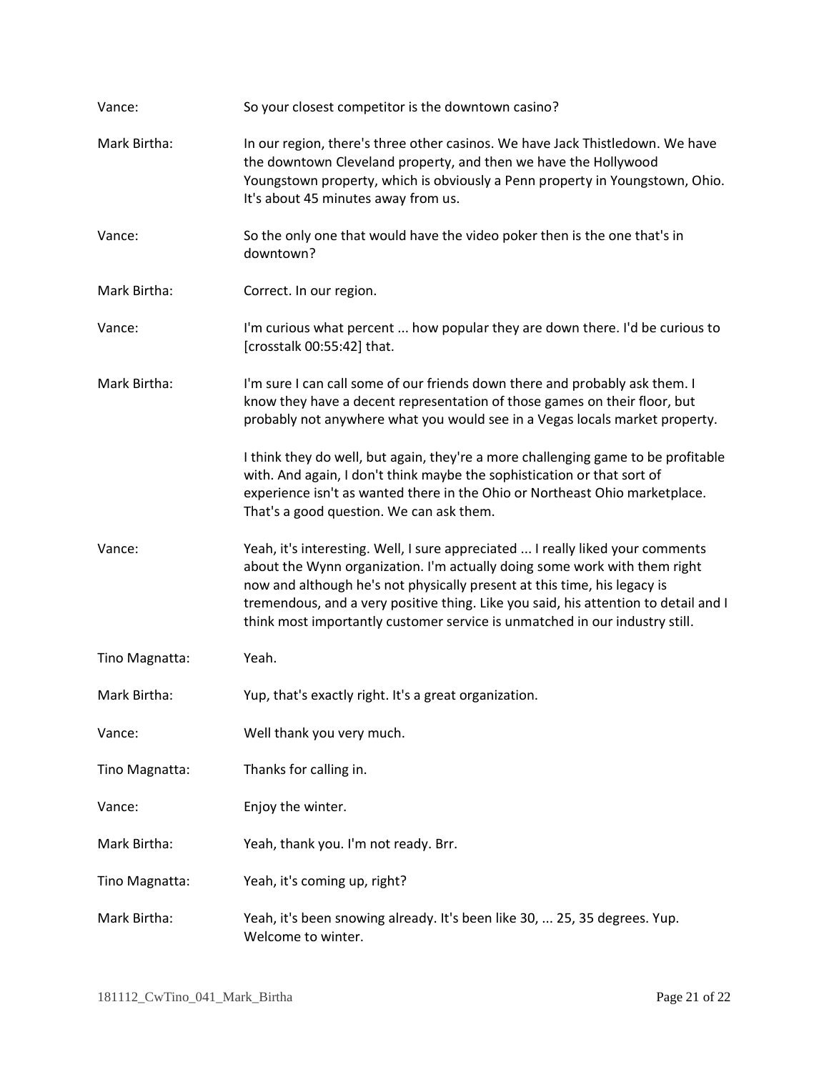Vance: So your closest competitor is the downtown casino?

Mark Birtha: In our region, there's three other casinos. We have Jack Thistledown. We have the downtown Cleveland property, and then we have the Hollywood Youngstown property, which is obviously a Penn property in Youngstown, Ohio. It's about 45 minutes away from us.

Vance: So the only one that would have the video poker then is the one that's in downtown?

Mark Birtha: Correct. In our region.

Vance: I'm curious what percent ... how popular they are down there. I'd be curious to [crosstalk 00:55:42] that.

Mark Birtha: I'm sure I can call some of our friends down there and probably ask them. I know they have a decent representation of those games on their floor, but probably not anywhere what you would see in a Vegas locals market property.

I think they do well, but again, they're a more challenging game to be profitable with. And again, I don't think maybe the sophistication or that sort of experience isn't as wanted there in the Ohio or Northeast Ohio marketplace. That's a good question. We can ask them.

Vance: Yeah, it's interesting. Well, I sure appreciated ... I really liked your comments about the Wynn organization. I'm actually doing some work with them right now and although he's not physically present at this time, his legacy is tremendous, and a very positive thing. Like you said, his attention to detail and I think most importantly customer service is unmatched in our industry still.

Tino Magnatta: Yeah.

Mark Birtha: Yup, that's exactly right. It's a great organization.

Vance: Well thank you very much.

Tino Magnatta: Thanks for calling in.

Vance: Enjoy the winter.

Mark Birtha: Yeah, thank you. I'm not ready. Brr.

Tino Magnatta: Yeah, it's coming up, right?

Mark Birtha: Yeah, it's been snowing already. It's been like 30, ... 25, 35 degrees. Yup. Welcome to winter.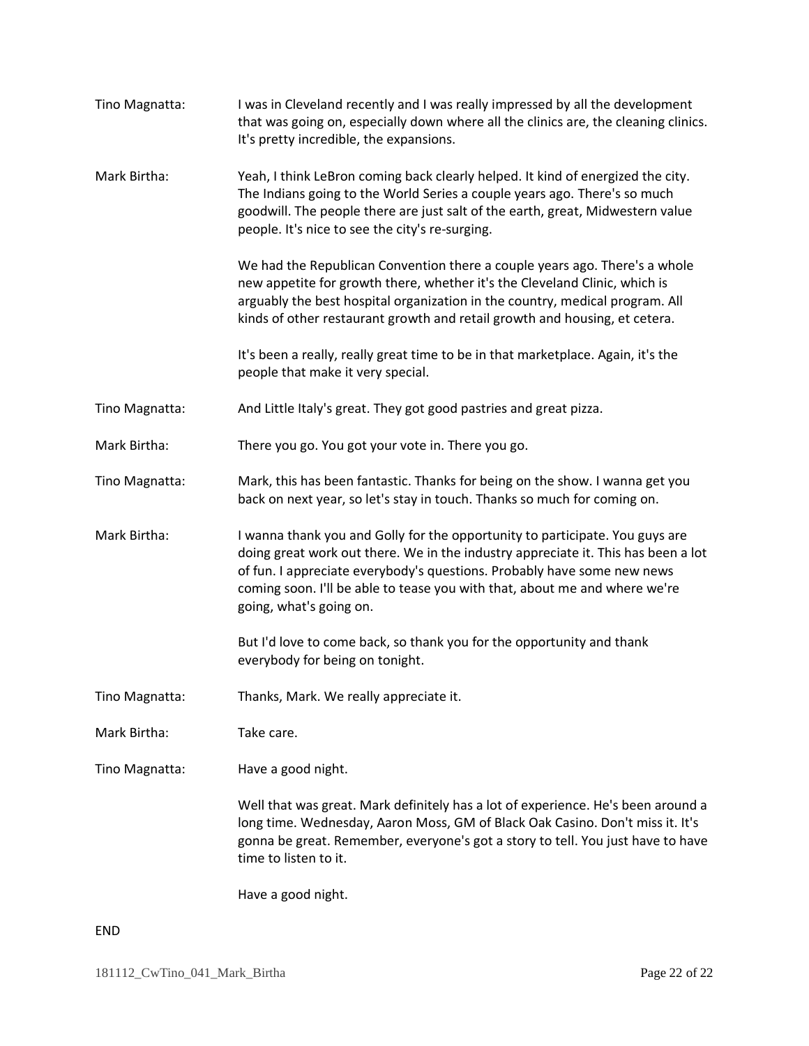Tino Magnatta: I was in Cleveland recently and I was really impressed by all the development that was going on, especially down where all the clinics are, the cleaning clinics. It's pretty incredible, the expansions.

Mark Birtha: Yeah, I think LeBron coming back clearly helped. It kind of energized the city. The Indians going to the World Series a couple years ago. There's so much goodwill. The people there are just salt of the earth, great, Midwestern value people. It's nice to see the city's re-surging.

We had the Republican Convention there a couple years ago. There's a whole new appetite for growth there, whether it's the Cleveland Clinic, which is arguably the best hospital organization in the country, medical program. All kinds of other restaurant growth and retail growth and housing, et cetera.

It's been a really, really great time to be in that marketplace. Again, it's the people that make it very special.

Tino Magnatta: And Little Italy's great. They got good pastries and great pizza.

Mark Birtha: There you go. You got your vote in. There you go.

Tino Magnatta: Mark, this has been fantastic. Thanks for being on the show. I wanna get you back on next year, so let's stay in touch. Thanks so much for coming on.

Mark Birtha: I wanna thank you and Golly for the opportunity to participate. You guys are doing great work out there. We in the industry appreciate it. This has been a lot of fun. I appreciate everybody's questions. Probably have some new news coming soon. I'll be able to tease you with that, about me and where we're going, what's going on.

But I'd love to come back, so thank you for the opportunity and thank everybody for being on tonight.

Tino Magnatta: Thanks, Mark. We really appreciate it.

Mark Birtha: Take care.

Tino Magnatta: Have a good night.

Well that was great. Mark definitely has a lot of experience. He's been around a long time. Wednesday, Aaron Moss, GM of Black Oak Casino. Don't miss it. It's gonna be great. Remember, everyone's got a story to tell. You just have to have time to listen to it.

Have a good night.

END